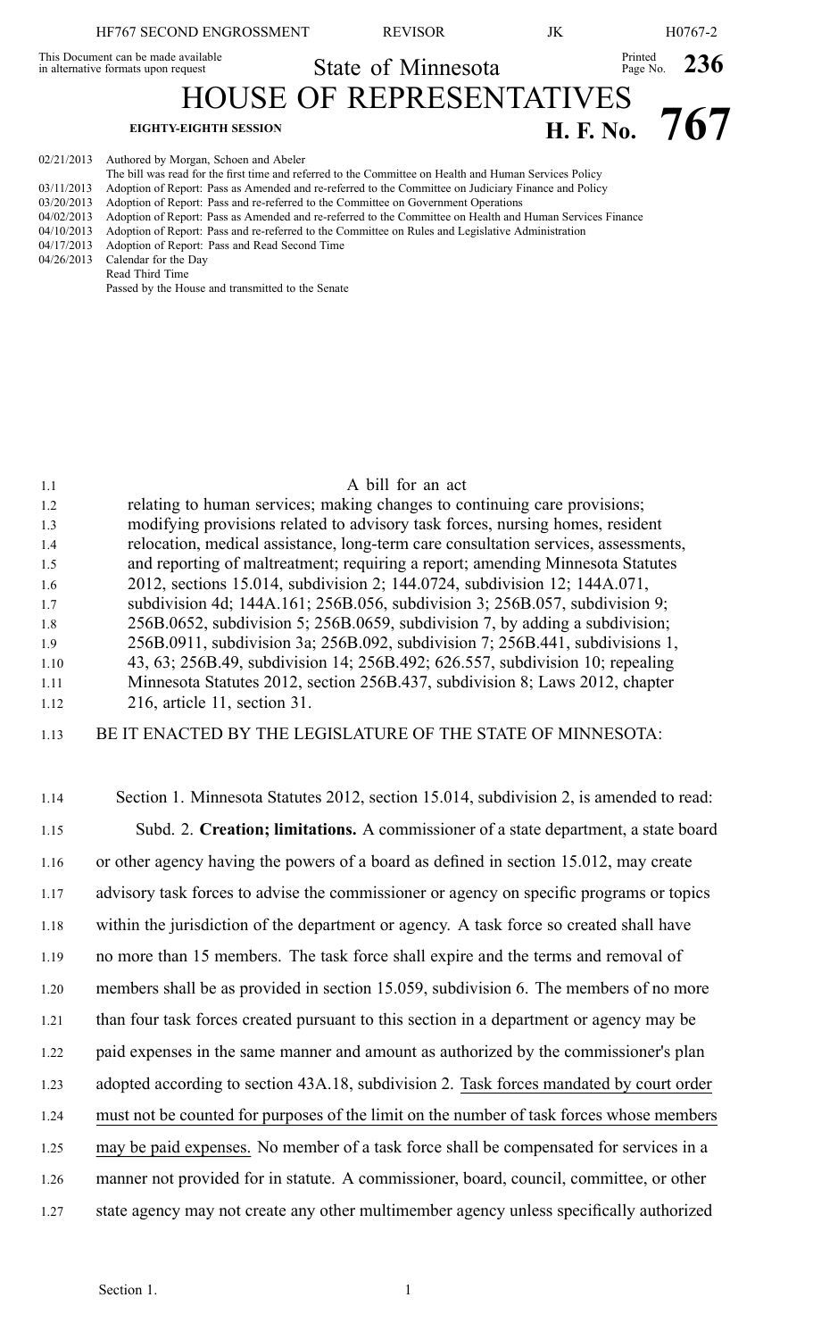This Document can be made available in alternative formats upon request

# State of Minnesota

# HOUSE OF REPRESENTATIVES

**EIGHTY-EIGHTH SESSION**

**H. F. No. 767**

02/21/2013 Authored by Morgan, Schoen and Abeler
The bill was read for the first time and referred to the Committee on Health and Human Services Policy
03/11/2013 Adoption of Report: Pass as Amended and re-referred to the Committee on Judiciary Finance and Policy
03/20/2013 Adoption of Report: Pass and re-referred to the Committee on Government Operations
04/02/2013 Adoption of Report: Pass as Amended and re-referred to the Committee on Health and Human Services Finance
04/10/2013 Adoption of Report: Pass and re-referred to the Committee on Rules and Legislative Administration
04/17/2013 Adoption of Report: Pass and Read Second Time
04/26/2013 Calendar for the Day
Read Third Time
Passed by the House and transmitted to the Senate

A bill for an act

relating to human services; making changes to continuing care provisions; modifying provisions related to advisory task forces, nursing homes, resident relocation, medical assistance, long-term care consultation services, assessments, and reporting of maltreatment; requiring a report; amending Minnesota Statutes 2012, sections 15.014, subdivision 2; 144.0724, subdivision 12; 144A.071, subdivision 4d; 144A.161; 256B.056, subdivision 3; 256B.057, subdivision 9; 256B.0652, subdivision 5; 256B.0659, subdivision 7, by adding a subdivision; 256B.0911, subdivision 3a; 256B.092, subdivision 7; 256B.441, subdivisions 1, 43, 63; 256B.49, subdivision 14; 256B.492; 626.557, subdivision 10; repealing Minnesota Statutes 2012, section 256B.437, subdivision 8; Laws 2012, chapter 216, article 11, section 31.

BE IT ENACTED BY THE LEGISLATURE OF THE STATE OF MINNESOTA:

Section 1. Minnesota Statutes 2012, section 15.014, subdivision 2, is amended to read:

Subd. 2. **Creation; limitations.** A commissioner of a state department, a state board or other agency having the powers of a board as defined in section 15.012, may create advisory task forces to advise the commissioner or agency on specific programs or topics within the jurisdiction of the department or agency. A task force so created shall have no more than 15 members. The task force shall expire and the terms and removal of members shall be as provided in section 15.059, subdivision 6. The members of no more than four task forces created pursuant to this section in a department or agency may be paid expenses in the same manner and amount as authorized by the commissioner's plan adopted according to section 43A.18, subdivision 2. Task forces mandated by court order must not be counted for purposes of the limit on the number of task forces whose members may be paid expenses. No member of a task force shall be compensated for services in a manner not provided for in statute. A commissioner, board, council, committee, or other state agency may not create any other multimember agency unless specifically authorized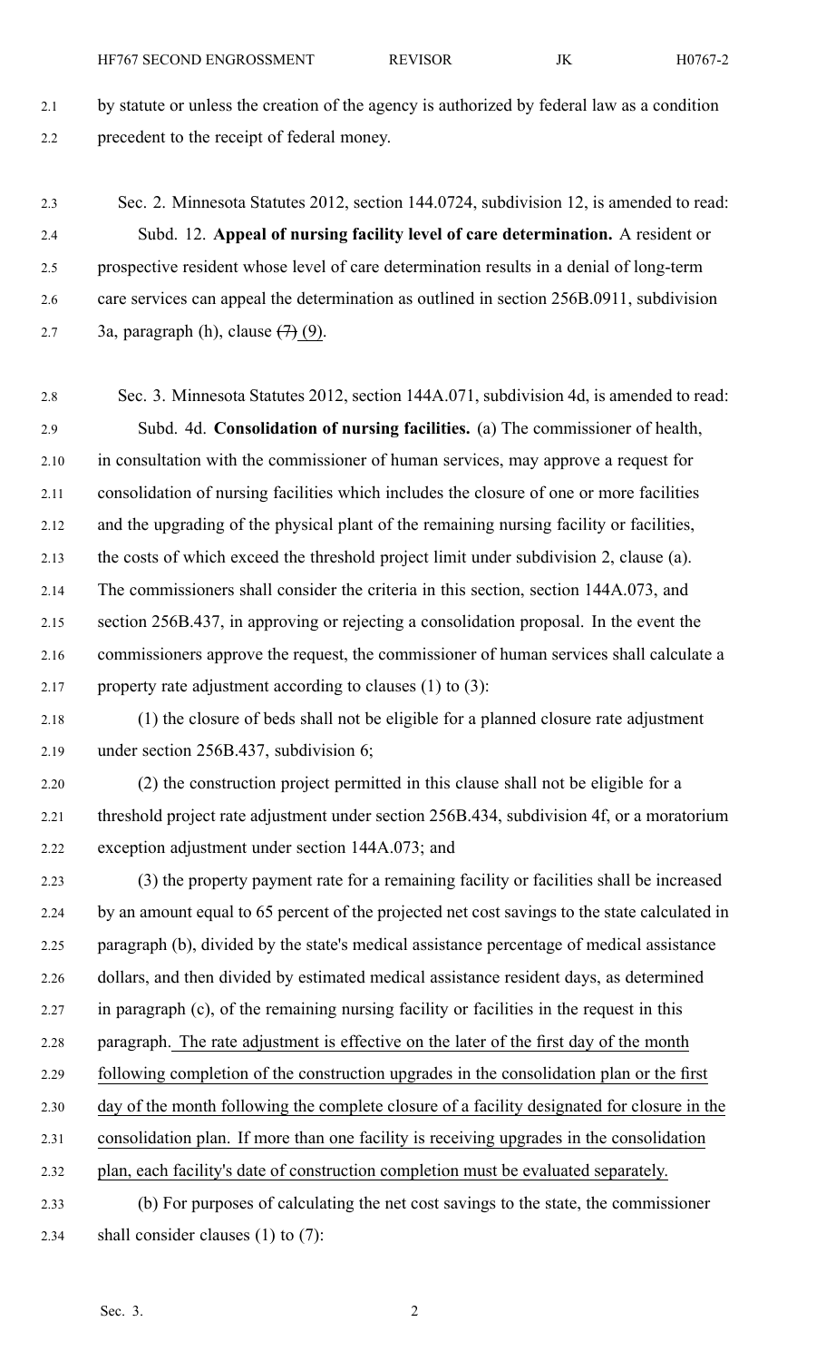by statute or unless the creation of the agency is authorized by federal law as a condition precedent to the receipt of federal money.

Sec. 2. Minnesota Statutes 2012, section 144.0724, subdivision 12, is amended to read:

Subd. 12. **Appeal of nursing facility level of care determination.** A resident or prospective resident whose level of care determination results in a denial of long-term care services can appeal the determination as outlined in section 256B.0911, subdivision 3a, paragraph (h), clause ~~(7)~~ (9).

Sec. 3. Minnesota Statutes 2012, section 144A.071, subdivision 4d, is amended to read:

Subd. 4d. **Consolidation of nursing facilities.** (a) The commissioner of health, in consultation with the commissioner of human services, may approve a request for consolidation of nursing facilities which includes the closure of one or more facilities and the upgrading of the physical plant of the remaining nursing facility or facilities, the costs of which exceed the threshold project limit under subdivision 2, clause (a). The commissioners shall consider the criteria in this section, section 144A.073, and section 256B.437, in approving or rejecting a consolidation proposal. In the event the commissioners approve the request, the commissioner of human services shall calculate a property rate adjustment according to clauses (1) to (3):

(1) the closure of beds shall not be eligible for a planned closure rate adjustment under section 256B.437, subdivision 6;

(2) the construction project permitted in this clause shall not be eligible for a threshold project rate adjustment under section 256B.434, subdivision 4f, or a moratorium exception adjustment under section 144A.073; and

(3) the property payment rate for a remaining facility or facilities shall be increased by an amount equal to 65 percent of the projected net cost savings to the state calculated in paragraph (b), divided by the state's medical assistance percentage of medical assistance dollars, and then divided by estimated medical assistance resident days, as determined in paragraph (c), of the remaining nursing facility or facilities in the request in this paragraph. <u>The rate adjustment is effective on the later of the first day of the month following completion of the construction upgrades in the consolidation plan or the first day of the month following the complete closure of a facility designated for closure in the consolidation plan. If more than one facility is receiving upgrades in the consolidation plan, each facility's date of construction completion must be evaluated separately.</u>

(b) For purposes of calculating the net cost savings to the state, the commissioner shall consider clauses (1) to (7):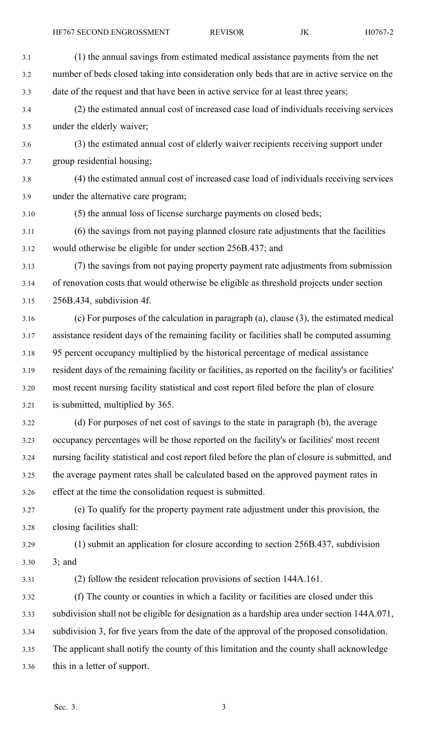(1) the annual savings from estimated medical assistance payments from the net number of beds closed taking into consideration only beds that are in active service on the date of the request and that have been in active service for at least three years;

(2) the estimated annual cost of increased case load of individuals receiving services under the elderly waiver;

(3) the estimated annual cost of elderly waiver recipients receiving support under group residential housing;

(4) the estimated annual cost of increased case load of individuals receiving services under the alternative care program;

(5) the annual loss of license surcharge payments on closed beds;

(6) the savings from not paying planned closure rate adjustments that the facilities would otherwise be eligible for under section 256B.437; and

(7) the savings from not paying property payment rate adjustments from submission of renovation costs that would otherwise be eligible as threshold projects under section 256B.434, subdivision 4f.

(c) For purposes of the calculation in paragraph (a), clause (3), the estimated medical assistance resident days of the remaining facility or facilities shall be computed assuming 95 percent occupancy multiplied by the historical percentage of medical assistance resident days of the remaining facility or facilities, as reported on the facility's or facilities' most recent nursing facility statistical and cost report filed before the plan of closure is submitted, multiplied by 365.

(d) For purposes of net cost of savings to the state in paragraph (b), the average occupancy percentages will be those reported on the facility's or facilities' most recent nursing facility statistical and cost report filed before the plan of closure is submitted, and the average payment rates shall be calculated based on the approved payment rates in effect at the time the consolidation request is submitted.

(e) To qualify for the property payment rate adjustment under this provision, the closing facilities shall:

(1) submit an application for closure according to section 256B.437, subdivision 3; and

(2) follow the resident relocation provisions of section 144A.161.

(f) The county or counties in which a facility or facilities are closed under this subdivision shall not be eligible for designation as a hardship area under section 144A.071, subdivision 3, for five years from the date of the approval of the proposed consolidation. The applicant shall notify the county of this limitation and the county shall acknowledge this in a letter of support.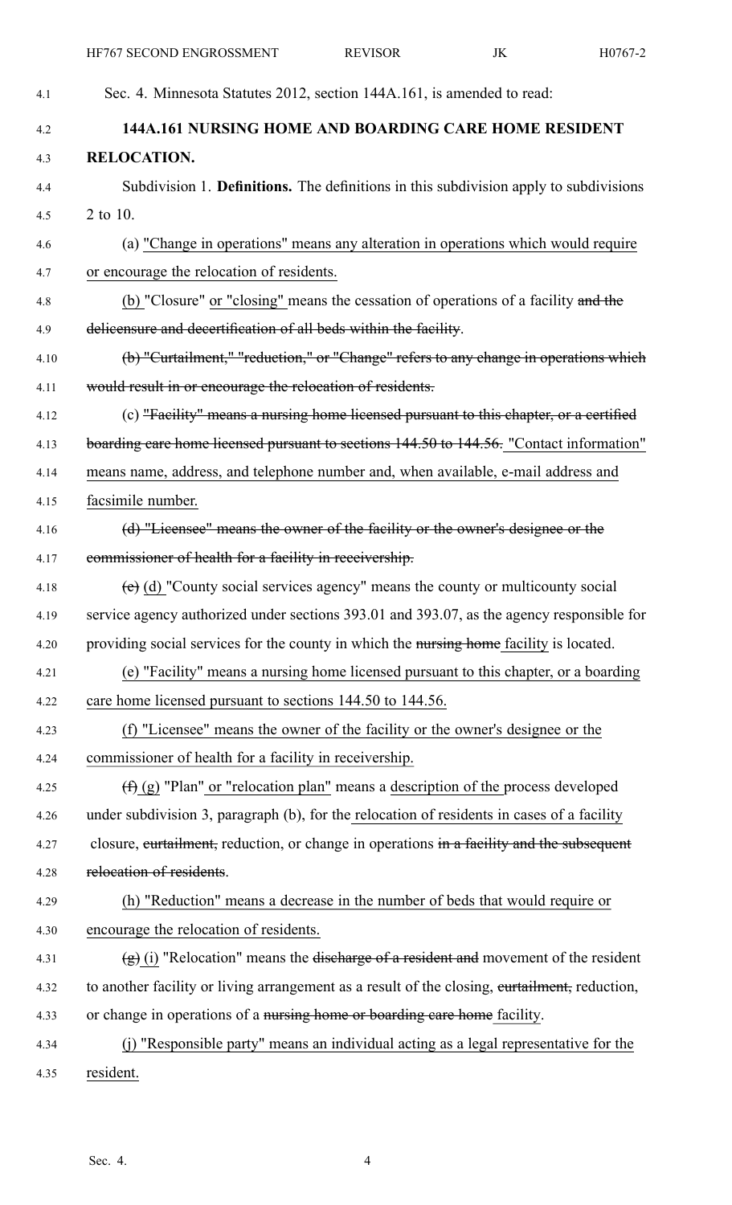Sec. 4. Minnesota Statutes 2012, section 144A.161, is amended to read:

**144A.161 NURSING HOME AND BOARDING CARE HOME RESIDENT RELOCATION.**

Subdivision 1. **Definitions.** The definitions in this subdivision apply to subdivisions 2 to 10.

(a) "Change in operations" means any alteration in operations which would require or encourage the relocation of residents.

(b) "Closure" or "closing" means the cessation of operations of a facility ~~and the delicensure and decertification of all beds within the facility~~.

~~(b) "Curtailment," "reduction," or "Change" refers to any change in operations which would result in or encourage the relocation of residents.~~

(c) ~~"Facility" means a nursing home licensed pursuant to this chapter, or a certified boarding care home licensed pursuant to sections 144.50 to 144.56.~~ "Contact information" means name, address, and telephone number and, when available, e-mail address and facsimile number.

~~(d) "Licensee" means the owner of the facility or the owner's designee or the commissioner of health for a facility in receivership.~~

~~(e)~~ (d) "County social services agency" means the county or multicounty social service agency authorized under sections 393.01 and 393.07, as the agency responsible for providing social services for the county in which the ~~nursing home~~ facility is located.

(e) "Facility" means a nursing home licensed pursuant to this chapter, or a boarding care home licensed pursuant to sections 144.50 to 144.56.

(f) "Licensee" means the owner of the facility or the owner's designee or the commissioner of health for a facility in receivership.

~~(f)~~ (g) "Plan" or "relocation plan" means a description of the process developed under subdivision 3, paragraph (b), for the relocation of residents in cases of a facility closure, ~~curtailment,~~ reduction, or change in operations ~~in a facility and the subsequent relocation of residents~~.

(h) "Reduction" means a decrease in the number of beds that would require or encourage the relocation of residents.

~~(g)~~ (i) "Relocation" means the ~~discharge of a resident and~~ movement of the resident to another facility or living arrangement as a result of the closing, ~~curtailment,~~ reduction, or change in operations of a ~~nursing home or boarding care home~~ facility.

(j) "Responsible party" means an individual acting as a legal representative for the resident.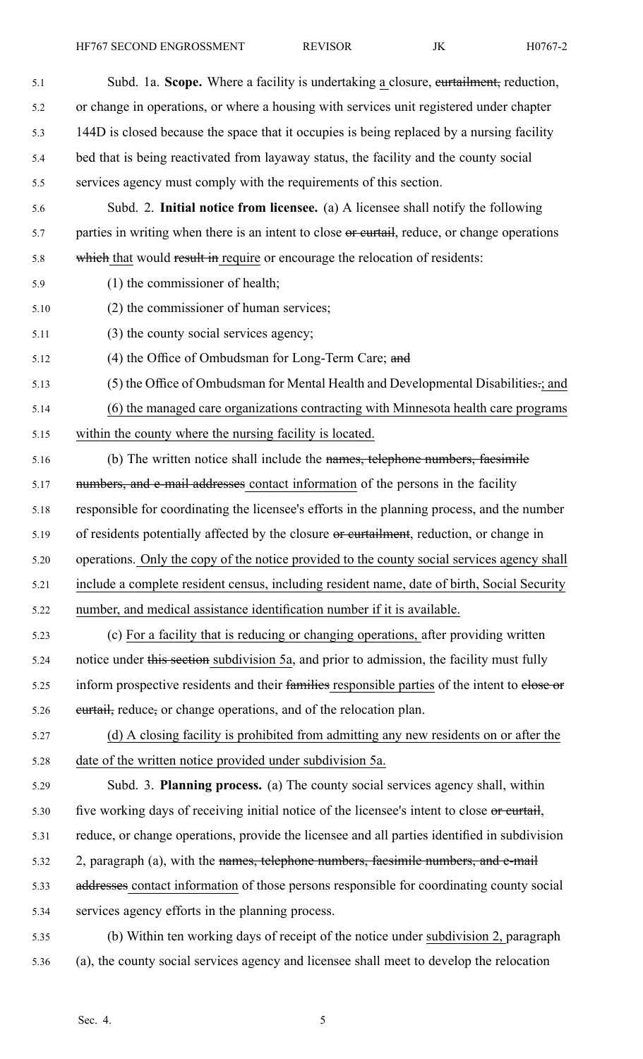Subd. 1a. **Scope.** Where a facility is undertaking a closure, ~~curtailment,~~ reduction, or change in operations, or where a housing with services unit registered under chapter 144D is closed because the space that it occupies is being replaced by a nursing facility bed that is being reactivated from layaway status, the facility and the county social services agency must comply with the requirements of this section.

Subd. 2. **Initial notice from licensee.** (a) A licensee shall notify the following parties in writing when there is an intent to close ~~or curtail~~, reduce, or change operations ~~which~~ that would ~~result in~~ require or encourage the relocation of residents:

(1) the commissioner of health;

(2) the commissioner of human services;

(3) the county social services agency;

(4) the Office of Ombudsman for Long-Term Care; ~~and~~

(5) the Office of Ombudsman for Mental Health and Developmental Disabilities~~.~~; and

(6) the managed care organizations contracting with Minnesota health care programs within the county where the nursing facility is located.

(b) The written notice shall include the ~~names, telephone numbers, facsimile numbers, and e-mail addresses~~ contact information of the persons in the facility responsible for coordinating the licensee's efforts in the planning process, and the number of residents potentially affected by the closure ~~or curtailment~~, reduction, or change in operations. Only the copy of the notice provided to the county social services agency shall include a complete resident census, including resident name, date of birth, Social Security number, and medical assistance identification number if it is available.

(c) For a facility that is reducing or changing operations, after providing written notice under ~~this section~~ subdivision 5a, and prior to admission, the facility must fully inform prospective residents and their ~~families~~ responsible parties of the intent to ~~close or curtail,~~ reduce~~,~~ or change operations, and of the relocation plan.

(d) A closing facility is prohibited from admitting any new residents on or after the date of the written notice provided under subdivision 5a.

Subd. 3. **Planning process.** (a) The county social services agency shall, within five working days of receiving initial notice of the licensee's intent to close ~~or curtail~~, reduce, or change operations, provide the licensee and all parties identified in subdivision 2, paragraph (a), with the ~~names, telephone numbers, facsimile numbers, and e-mail addresses~~ contact information of those persons responsible for coordinating county social services agency efforts in the planning process.

(b) Within ten working days of receipt of the notice under subdivision 2, paragraph (a), the county social services agency and licensee shall meet to develop the relocation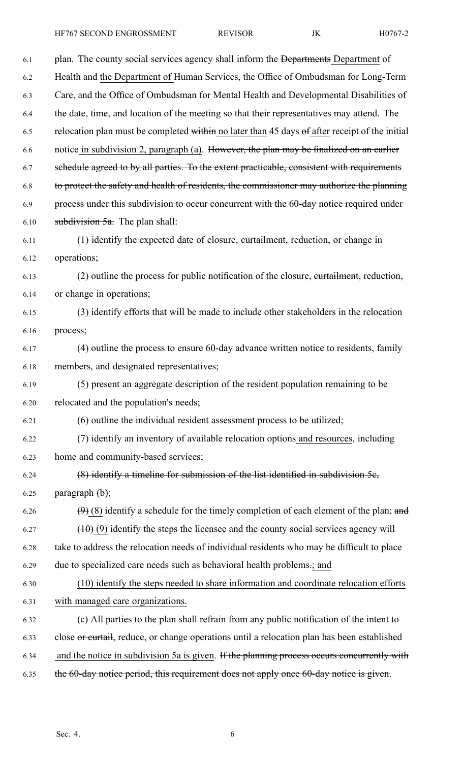plan. The county social services agency shall inform the ~~Departments~~ Department of Health and the Department of Human Services, the Office of Ombudsman for Long-Term Care, and the Office of Ombudsman for Mental Health and Developmental Disabilities of the date, time, and location of the meeting so that their representatives may attend. The relocation plan must be completed ~~within~~ no later than 45 days ~~of~~ after receipt of the initial notice in subdivision 2, paragraph (a). ~~However, the plan may be finalized on an earlier schedule agreed to by all parties. To the extent practicable, consistent with requirements to protect the safety and health of residents, the commissioner may authorize the planning process under this subdivision to occur concurrent with the 60-day notice required under subdivision 5a.~~ The plan shall:

(1) identify the expected date of closure, ~~curtailment,~~ reduction, or change in operations;

(2) outline the process for public notification of the closure, ~~curtailment,~~ reduction, or change in operations;

(3) identify efforts that will be made to include other stakeholders in the relocation process;

(4) outline the process to ensure 60-day advance written notice to residents, family members, and designated representatives;

(5) present an aggregate description of the resident population remaining to be relocated and the population's needs;

(6) outline the individual resident assessment process to be utilized;

(7) identify an inventory of available relocation options and resources, including home and community-based services;

~~(8) identify a timeline for submission of the list identified in subdivision 5c, paragraph (b);~~

~~(9)~~ (8) identify a schedule for the timely completion of each element of the plan; ~~and~~

~~(10)~~ (9) identify the steps the licensee and the county social services agency will take to address the relocation needs of individual residents who may be difficult to place due to specialized care needs such as behavioral health problems~~.~~; and

(10) identify the steps needed to share information and coordinate relocation efforts with managed care organizations.

(c) All parties to the plan shall refrain from any public notification of the intent to close ~~or curtail~~, reduce, or change operations until a relocation plan has been established and the notice in subdivision 5a is given. ~~If the planning process occurs concurrently with the 60-day notice period, this requirement does not apply once 60-day notice is given.~~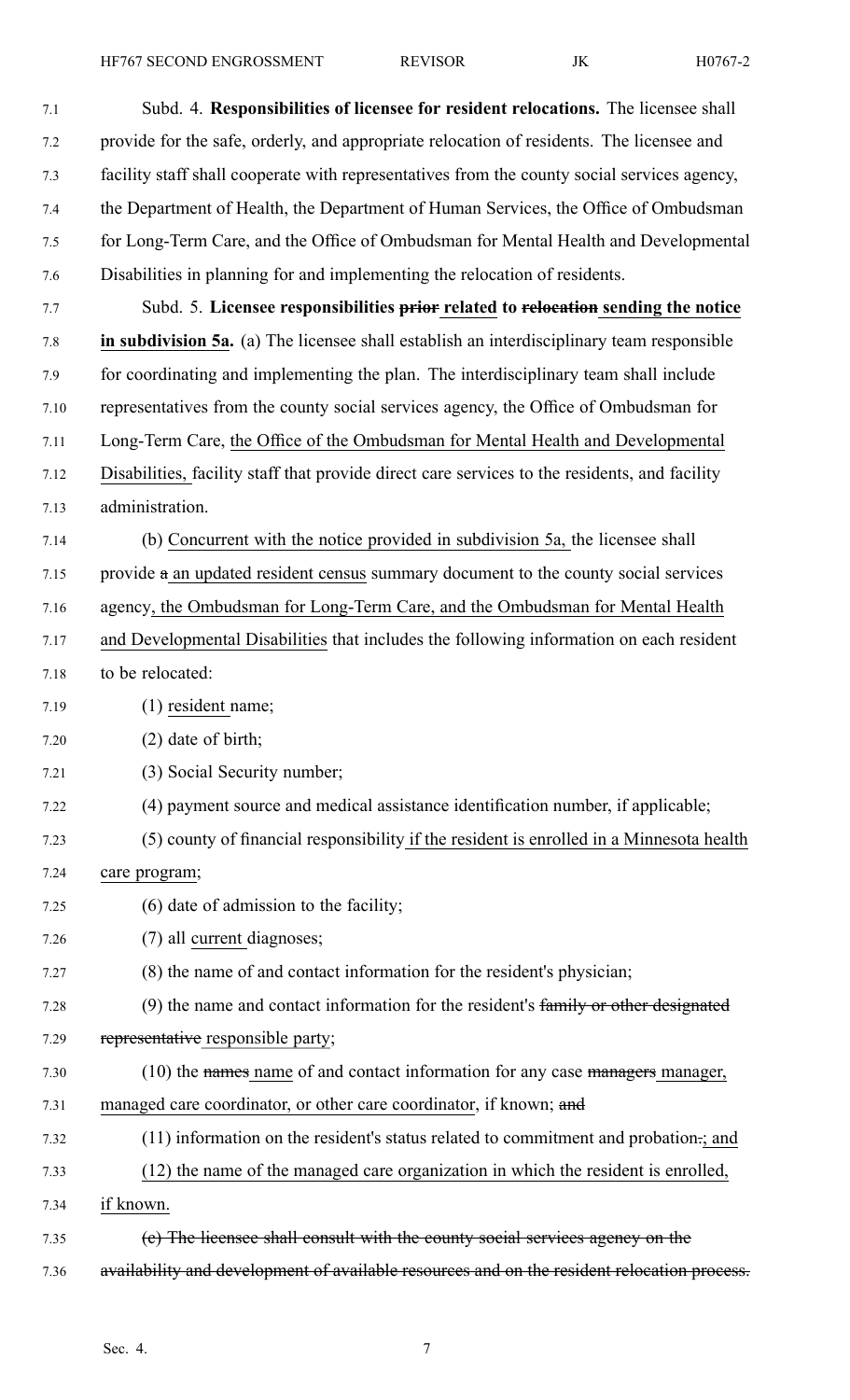Subd. 4. **Responsibilities of licensee for resident relocations.** The licensee shall provide for the safe, orderly, and appropriate relocation of residents. The licensee and facility staff shall cooperate with representatives from the county social services agency, the Department of Health, the Department of Human Services, the Office of Ombudsman for Long-Term Care, and the Office of Ombudsman for Mental Health and Developmental Disabilities in planning for and implementing the relocation of residents.

Subd. 5. **Licensee responsibilities ~~prior~~ related to ~~relocation~~ sending the notice in subdivision 5a.** (a) The licensee shall establish an interdisciplinary team responsible for coordinating and implementing the plan. The interdisciplinary team shall include representatives from the county social services agency, the Office of Ombudsman for Long-Term Care, the Office of the Ombudsman for Mental Health and Developmental Disabilities, facility staff that provide direct care services to the residents, and facility administration.

(b) Concurrent with the notice provided in subdivision 5a, the licensee shall provide ~~a~~ an updated resident census summary document to the county social services agency, the Ombudsman for Long-Term Care, and the Ombudsman for Mental Health and Developmental Disabilities that includes the following information on each resident to be relocated:

(1) resident name;

(2) date of birth;

(3) Social Security number;

(4) payment source and medical assistance identification number, if applicable;

(5) county of financial responsibility if the resident is enrolled in a Minnesota health care program;

(6) date of admission to the facility;

(7) all current diagnoses;

(8) the name of and contact information for the resident's physician;

(9) the name and contact information for the resident's ~~family or other designated representative~~ responsible party;

(10) the ~~names~~ name of and contact information for any case ~~managers~~ manager, managed care coordinator, or other care coordinator, if known; ~~and~~

(11) information on the resident's status related to commitment and probation~~.~~; and

(12) the name of the managed care organization in which the resident is enrolled, if known.

~~(c) The licensee shall consult with the county social services agency on the availability and development of available resources and on the resident relocation process.~~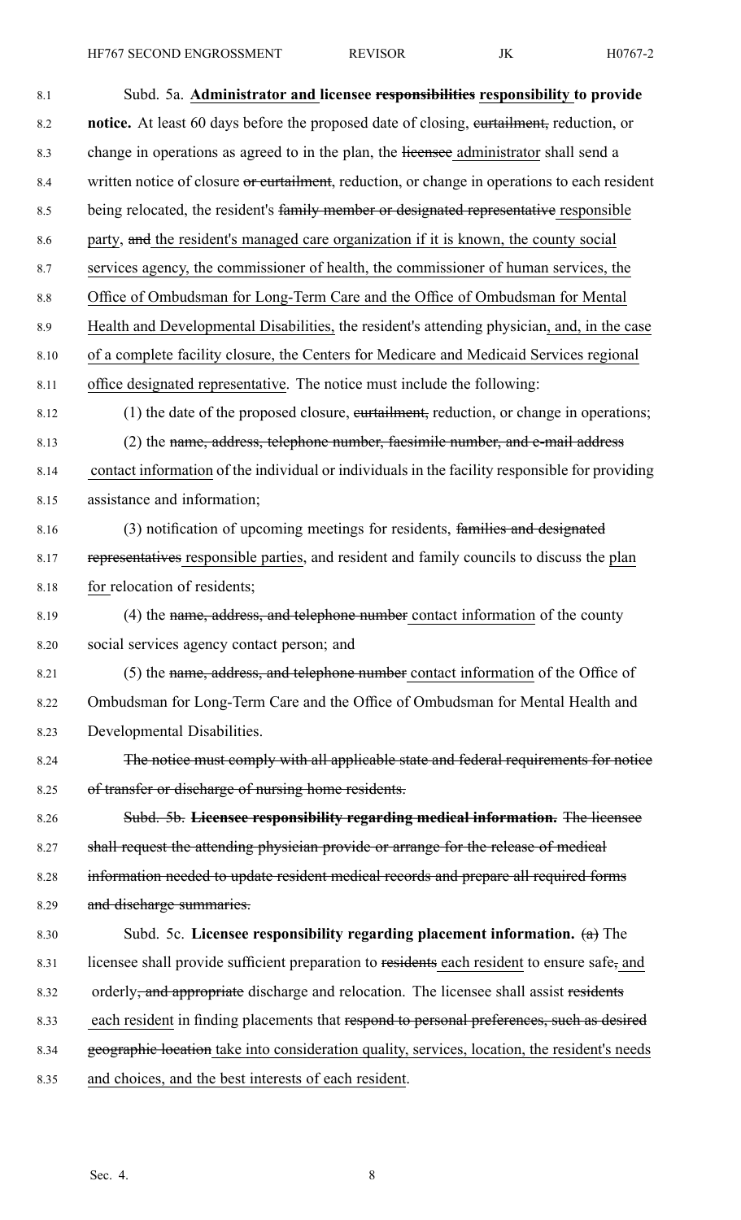Subd. 5a. **Administrator and licensee ~~responsibilities~~ responsibility to provide notice.** At least 60 days before the proposed date of closing, ~~curtailment,~~ reduction, or change in operations as agreed to in the plan, the ~~licensee~~ administrator shall send a written notice of closure ~~or curtailment~~, reduction, or change in operations to each resident being relocated, the resident's ~~family member or designated representative~~ responsible party, ~~and~~ the resident's managed care organization if it is known, the county social services agency, the commissioner of health, the commissioner of human services, the Office of Ombudsman for Long-Term Care and the Office of Ombudsman for Mental Health and Developmental Disabilities, the resident's attending physician, and, in the case of a complete facility closure, the Centers for Medicare and Medicaid Services regional office designated representative. The notice must include the following:

(1) the date of the proposed closure, ~~curtailment,~~ reduction, or change in operations;

(2) the ~~name, address, telephone number, facsimile number, and e-mail address~~ contact information of the individual or individuals in the facility responsible for providing assistance and information;

(3) notification of upcoming meetings for residents, ~~families and designated representatives~~ responsible parties, and resident and family councils to discuss the plan for relocation of residents;

(4) the ~~name, address, and telephone number~~ contact information of the county social services agency contact person; and

(5) the ~~name, address, and telephone number~~ contact information of the Office of Ombudsman for Long-Term Care and the Office of Ombudsman for Mental Health and Developmental Disabilities.

~~The notice must comply with all applicable state and federal requirements for notice of transfer or discharge of nursing home residents.~~

~~Subd. 5b. **Licensee responsibility regarding medical information.** The licensee shall request the attending physician provide or arrange for the release of medical information needed to update resident medical records and prepare all required forms and discharge summaries.~~

Subd. 5c. **Licensee responsibility regarding placement information.** ~~(a)~~ The licensee shall provide sufficient preparation to ~~residents~~ each resident to ensure safe~~,~~ and orderly~~, and appropriate~~ discharge and relocation. The licensee shall assist ~~residents~~ each resident in finding placements that ~~respond to personal preferences, such as desired geographic location~~ take into consideration quality, services, location, the resident's needs and choices, and the best interests of each resident.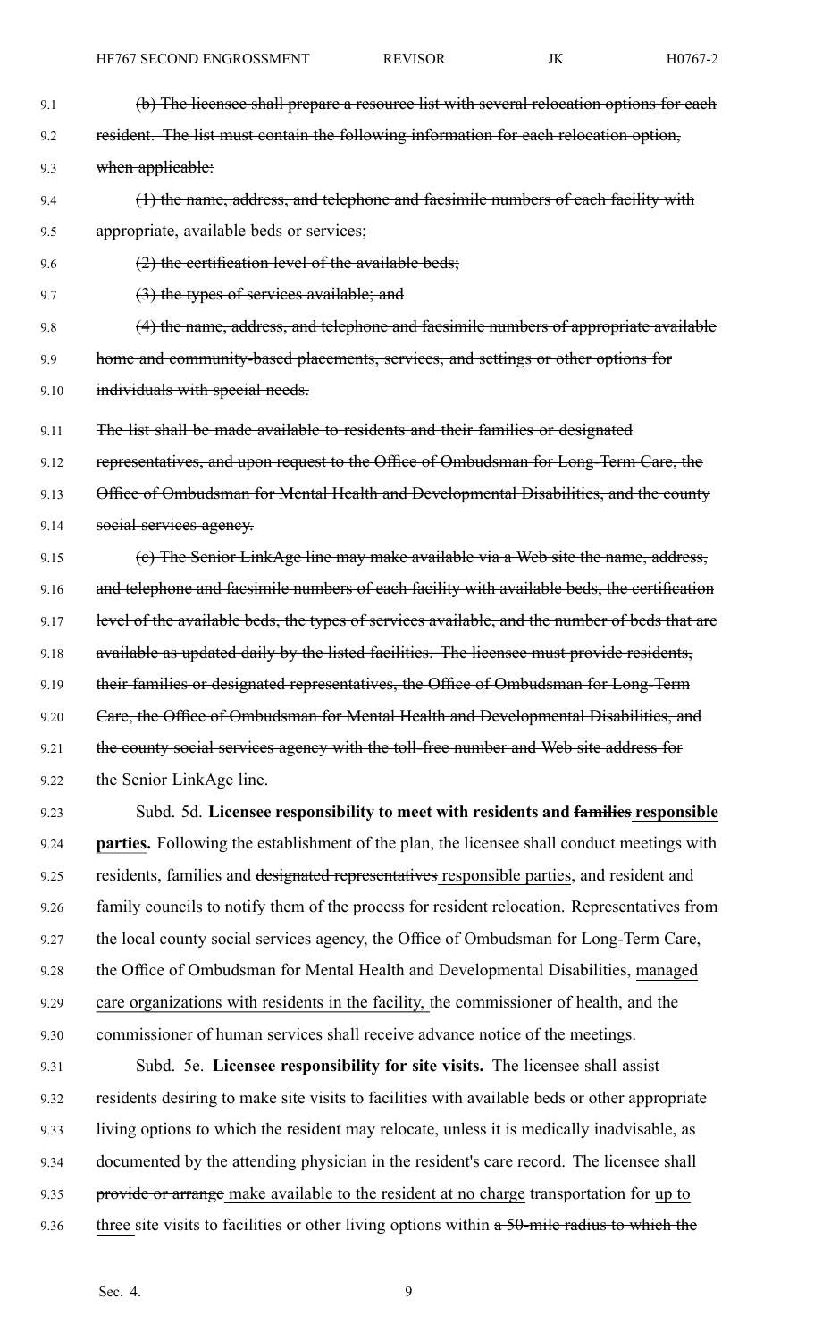~~(b) The licensee shall prepare a resource list with several relocation options for each resident. The list must contain the following information for each relocation option, when applicable:~~

~~(1) the name, address, and telephone and facsimile numbers of each facility with appropriate, available beds or services;~~

~~(2) the certification level of the available beds;~~

~~(3) the types of services available; and~~

~~(4) the name, address, and telephone and facsimile numbers of appropriate available home and community-based placements, services, and settings or other options for individuals with special needs.~~

~~The list shall be made available to residents and their families or designated representatives, and upon request to the Office of Ombudsman for Long-Term Care, the Office of Ombudsman for Mental Health and Developmental Disabilities, and the county social services agency.~~

~~(c) The Senior LinkAge line may make available via a Web site the name, address, and telephone and facsimile numbers of each facility with available beds, the certification level of the available beds, the types of services available, and the number of beds that are available as updated daily by the listed facilities. The licensee must provide residents, their families or designated representatives, the Office of Ombudsman for Long-Term Care, the Office of Ombudsman for Mental Health and Developmental Disabilities, and the county social services agency with the toll-free number and Web site address for the Senior LinkAge line.~~

Subd. 5d. **Licensee responsibility to meet with residents and ~~families~~ <u>responsible parties</u>.** Following the establishment of the plan, the licensee shall conduct meetings with residents, families and ~~designated representatives~~ <u>responsible parties</u>, and resident and family councils to notify them of the process for resident relocation. Representatives from the local county social services agency, the Office of Ombudsman for Long-Term Care, the Office of Ombudsman for Mental Health and Developmental Disabilities, <u>managed care organizations with residents in the facility,</u> the commissioner of health, and the commissioner of human services shall receive advance notice of the meetings.

Subd. 5e. **Licensee responsibility for site visits.** The licensee shall assist residents desiring to make site visits to facilities with available beds or other appropriate living options to which the resident may relocate, unless it is medically inadvisable, as documented by the attending physician in the resident's care record. The licensee shall ~~provide or arrange~~ <u>make available to the resident at no charge</u> transportation for <u>up to three</u> site visits to facilities or other living options within ~~a 50-mile radius to which the~~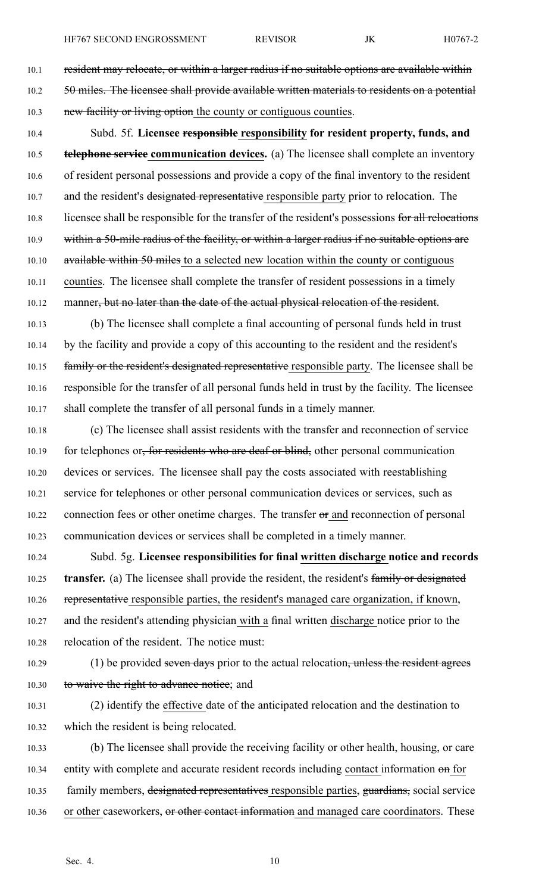~~resident may relocate, or within a larger radius if no suitable options are available within 50 miles. The licensee shall provide available written materials to residents on a potential new facility or living option~~ the county or contiguous counties.

Subd. 5f. **Licensee ~~responsible~~ responsibility for resident property, funds, and ~~telephone service~~ communication devices.** (a) The licensee shall complete an inventory of resident personal possessions and provide a copy of the final inventory to the resident and the resident's ~~designated representative~~ responsible party prior to relocation. The licensee shall be responsible for the transfer of the resident's possessions ~~for all relocations within a 50-mile radius of the facility, or within a larger radius if no suitable options are available within 50 miles~~ to a selected new location within the county or contiguous counties. The licensee shall complete the transfer of resident possessions in a timely manner~~, but no later than the date of the actual physical relocation of the resident~~.

(b) The licensee shall complete a final accounting of personal funds held in trust by the facility and provide a copy of this accounting to the resident and the resident's ~~family or the resident's designated representative~~ responsible party. The licensee shall be responsible for the transfer of all personal funds held in trust by the facility. The licensee shall complete the transfer of all personal funds in a timely manner.

(c) The licensee shall assist residents with the transfer and reconnection of service for telephones or~~, for residents who are deaf or blind,~~ other personal communication devices or services. The licensee shall pay the costs associated with reestablishing service for telephones or other personal communication devices or services, such as connection fees or other onetime charges. The transfer ~~or~~ and reconnection of personal communication devices or services shall be completed in a timely manner.

Subd. 5g. **Licensee responsibilities for final written discharge notice and records transfer.** (a) The licensee shall provide the resident, the resident's ~~family or designated representative~~ responsible parties, the resident's managed care organization, if known, and the resident's attending physician with a final written discharge notice prior to the relocation of the resident. The notice must:

(1) be provided ~~seven days~~ prior to the actual relocation~~, unless the resident agrees to waive the right to advance notice~~; and

(2) identify the effective date of the anticipated relocation and the destination to which the resident is being relocated.

(b) The licensee shall provide the receiving facility or other health, housing, or care entity with complete and accurate resident records including contact information ~~on~~ for family members, ~~designated representatives~~ responsible parties, ~~guardians,~~ social service or other caseworkers, ~~or other contact information~~ and managed care coordinators. These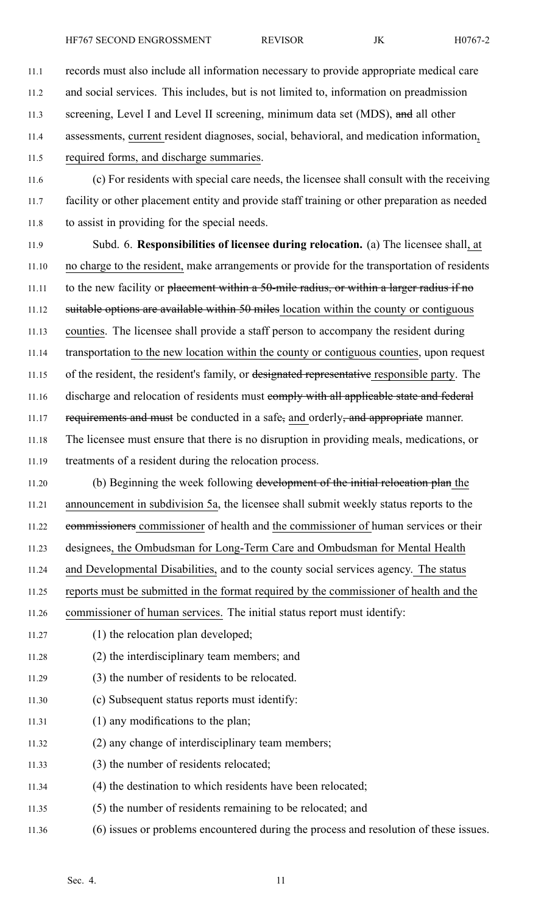records must also include all information necessary to provide appropriate medical care and social services. This includes, but is not limited to, information on preadmission screening, Level I and Level II screening, minimum data set (MDS), ~~and~~ all other assessments, current resident diagnoses, social, behavioral, and medication information, required forms, and discharge summaries.

(c) For residents with special care needs, the licensee shall consult with the receiving facility or other placement entity and provide staff training or other preparation as needed to assist in providing for the special needs.

Subd. 6. **Responsibilities of licensee during relocation.** (a) The licensee shall, at no charge to the resident, make arrangements or provide for the transportation of residents to the new facility or ~~placement within a 50-mile radius, or within a larger radius if no suitable options are available within 50 miles~~ location within the county or contiguous counties. The licensee shall provide a staff person to accompany the resident during transportation to the new location within the county or contiguous counties, upon request of the resident, the resident's family, or ~~designated representative~~ responsible party. The discharge and relocation of residents must ~~comply with all applicable state and federal requirements and must~~ be conducted in a safe~~,~~ and orderly~~, and appropriate~~ manner. The licensee must ensure that there is no disruption in providing meals, medications, or treatments of a resident during the relocation process.

(b) Beginning the week following ~~development of the initial relocation plan~~ the announcement in subdivision 5a, the licensee shall submit weekly status reports to the ~~commissioners~~ commissioner of health and the commissioner of human services or their designees, the Ombudsman for Long-Term Care and Ombudsman for Mental Health and Developmental Disabilities, and to the county social services agency. The status reports must be submitted in the format required by the commissioner of health and the commissioner of human services. The initial status report must identify:

(1) the relocation plan developed;

(2) the interdisciplinary team members; and

(3) the number of residents to be relocated.

(c) Subsequent status reports must identify:

(1) any modifications to the plan;

(2) any change of interdisciplinary team members;

(3) the number of residents relocated;

(4) the destination to which residents have been relocated;

(5) the number of residents remaining to be relocated; and

(6) issues or problems encountered during the process and resolution of these issues.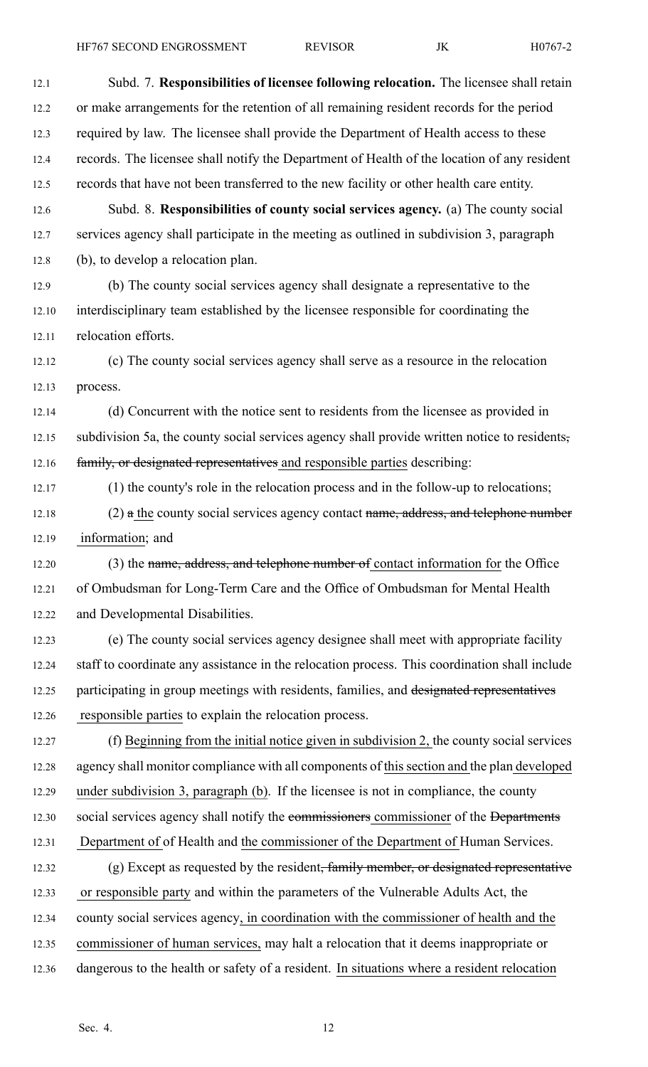Subd. 7. **Responsibilities of licensee following relocation.** The licensee shall retain or make arrangements for the retention of all remaining resident records for the period required by law. The licensee shall provide the Department of Health access to these records. The licensee shall notify the Department of Health of the location of any resident records that have not been transferred to the new facility or other health care entity.

Subd. 8. **Responsibilities of county social services agency.** (a) The county social services agency shall participate in the meeting as outlined in subdivision 3, paragraph (b), to develop a relocation plan.

(b) The county social services agency shall designate a representative to the interdisciplinary team established by the licensee responsible for coordinating the relocation efforts.

(c) The county social services agency shall serve as a resource in the relocation process.

(d) Concurrent with the notice sent to residents from the licensee as provided in subdivision 5a, the county social services agency shall provide written notice to residents~~, family, or designated representatives~~ and responsible parties describing:

(1) the county's role in the relocation process and in the follow-up to relocations;

(2) ~~a~~ the county social services agency contact ~~name, address, and telephone number~~ information; and

(3) the ~~name, address, and telephone number of~~ contact information for the Office of Ombudsman for Long-Term Care and the Office of Ombudsman for Mental Health and Developmental Disabilities.

(e) The county social services agency designee shall meet with appropriate facility staff to coordinate any assistance in the relocation process. This coordination shall include participating in group meetings with residents, families, and ~~designated representatives~~ responsible parties to explain the relocation process.

(f) Beginning from the initial notice given in subdivision 2, the county social services agency shall monitor compliance with all components of this section and the plan developed under subdivision 3, paragraph (b). If the licensee is not in compliance, the county social services agency shall notify the ~~commissioners~~ commissioner of the ~~Departments~~ Department of of Health and the commissioner of the Department of Human Services.

(g) Except as requested by the resident~~, family member, or designated representative~~ or responsible party and within the parameters of the Vulnerable Adults Act, the county social services agency, in coordination with the commissioner of health and the commissioner of human services, may halt a relocation that it deems inappropriate or dangerous to the health or safety of a resident. In situations where a resident relocation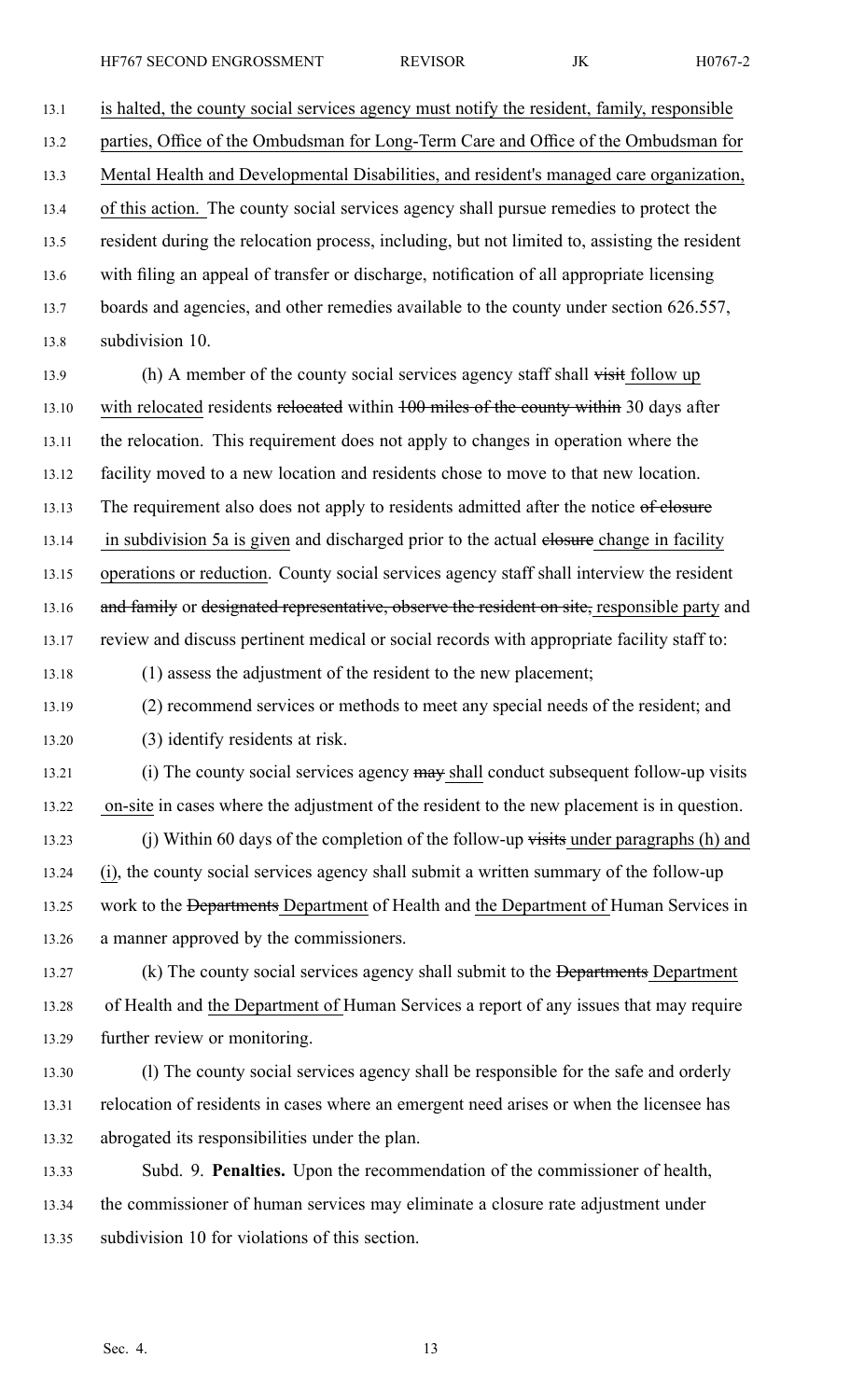is halted, the county social services agency must notify the resident, family, responsible parties, Office of the Ombudsman for Long-Term Care and Office of the Ombudsman for Mental Health and Developmental Disabilities, and resident's managed care organization, of this action. The county social services agency shall pursue remedies to protect the resident during the relocation process, including, but not limited to, assisting the resident with filing an appeal of transfer or discharge, notification of all appropriate licensing boards and agencies, and other remedies available to the county under section 626.557, subdivision 10.

(h) A member of the county social services agency staff shall ~~visit~~ follow up with relocated residents ~~relocated~~ within ~~100 miles of the county within~~ 30 days after the relocation. This requirement does not apply to changes in operation where the facility moved to a new location and residents chose to move to that new location. The requirement also does not apply to residents admitted after the notice ~~of closure~~ in subdivision 5a is given and discharged prior to the actual ~~closure~~ change in facility operations or reduction. County social services agency staff shall interview the resident ~~and family~~ or ~~designated representative, observe the resident on site,~~ responsible party and review and discuss pertinent medical or social records with appropriate facility staff to:

(1) assess the adjustment of the resident to the new placement;

(2) recommend services or methods to meet any special needs of the resident; and

(3) identify residents at risk.

(i) The county social services agency ~~may~~ shall conduct subsequent follow-up visits on-site in cases where the adjustment of the resident to the new placement is in question.

(j) Within 60 days of the completion of the follow-up ~~visits~~ under paragraphs (h) and (i), the county social services agency shall submit a written summary of the follow-up work to the ~~Departments~~ Department of Health and the Department of Human Services in a manner approved by the commissioners.

(k) The county social services agency shall submit to the ~~Departments~~ Department of Health and the Department of Human Services a report of any issues that may require further review or monitoring.

(l) The county social services agency shall be responsible for the safe and orderly relocation of residents in cases where an emergent need arises or when the licensee has abrogated its responsibilities under the plan.

Subd. 9. **Penalties.** Upon the recommendation of the commissioner of health, the commissioner of human services may eliminate a closure rate adjustment under subdivision 10 for violations of this section.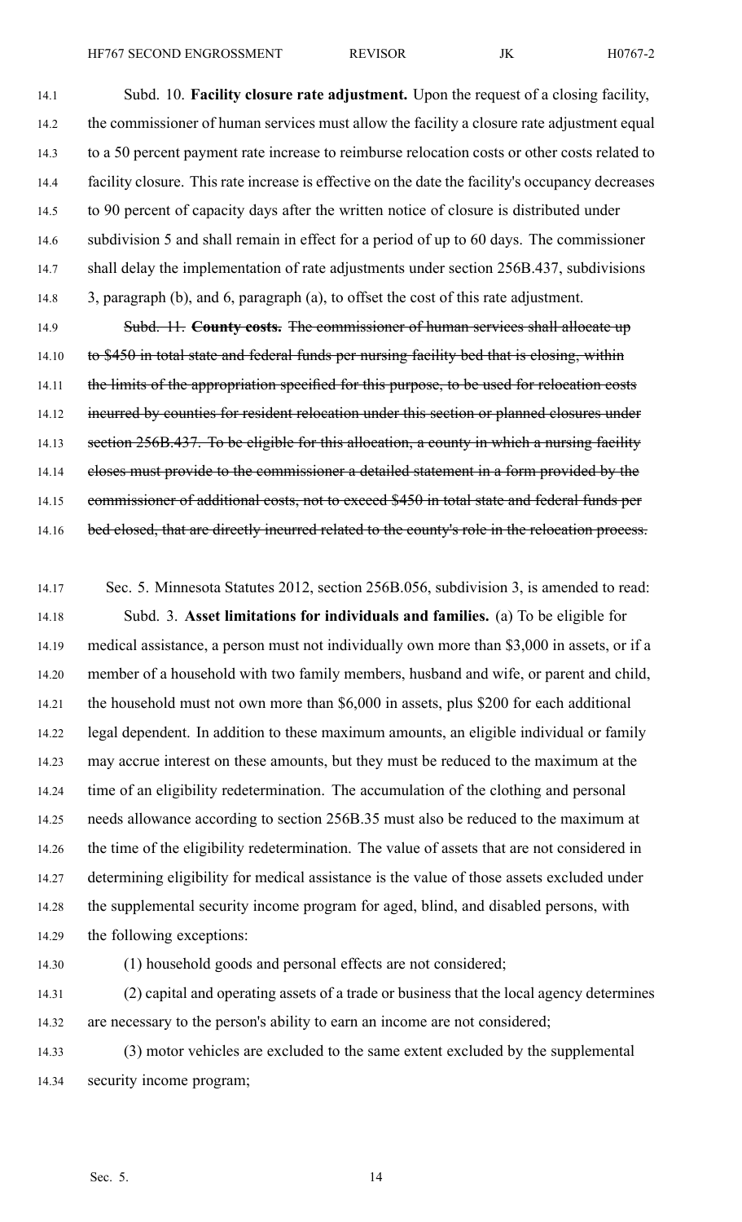Subd. 10. **Facility closure rate adjustment.** Upon the request of a closing facility, the commissioner of human services must allow the facility a closure rate adjustment equal to a 50 percent payment rate increase to reimburse relocation costs or other costs related to facility closure. This rate increase is effective on the date the facility's occupancy decreases to 90 percent of capacity days after the written notice of closure is distributed under subdivision 5 and shall remain in effect for a period of up to 60 days. The commissioner shall delay the implementation of rate adjustments under section 256B.437, subdivisions 3, paragraph (b), and 6, paragraph (a), to offset the cost of this rate adjustment.

~~Subd. 11. **County costs.** The commissioner of human services shall allocate up to $450 in total state and federal funds per nursing facility bed that is closing, within the limits of the appropriation specified for this purpose, to be used for relocation costs incurred by counties for resident relocation under this section or planned closures under section 256B.437. To be eligible for this allocation, a county in which a nursing facility closes must provide to the commissioner a detailed statement in a form provided by the commissioner of additional costs, not to exceed $450 in total state and federal funds per bed closed, that are directly incurred related to the county's role in the relocation process.~~

Sec. 5. Minnesota Statutes 2012, section 256B.056, subdivision 3, is amended to read:

Subd. 3. **Asset limitations for individuals and families.** (a) To be eligible for medical assistance, a person must not individually own more than $3,000 in assets, or if a member of a household with two family members, husband and wife, or parent and child, the household must not own more than $6,000 in assets, plus $200 for each additional legal dependent. In addition to these maximum amounts, an eligible individual or family may accrue interest on these amounts, but they must be reduced to the maximum at the time of an eligibility redetermination. The accumulation of the clothing and personal needs allowance according to section 256B.35 must also be reduced to the maximum at the time of the eligibility redetermination. The value of assets that are not considered in determining eligibility for medical assistance is the value of those assets excluded under the supplemental security income program for aged, blind, and disabled persons, with the following exceptions:

(1) household goods and personal effects are not considered;

(2) capital and operating assets of a trade or business that the local agency determines are necessary to the person's ability to earn an income are not considered;

(3) motor vehicles are excluded to the same extent excluded by the supplemental security income program;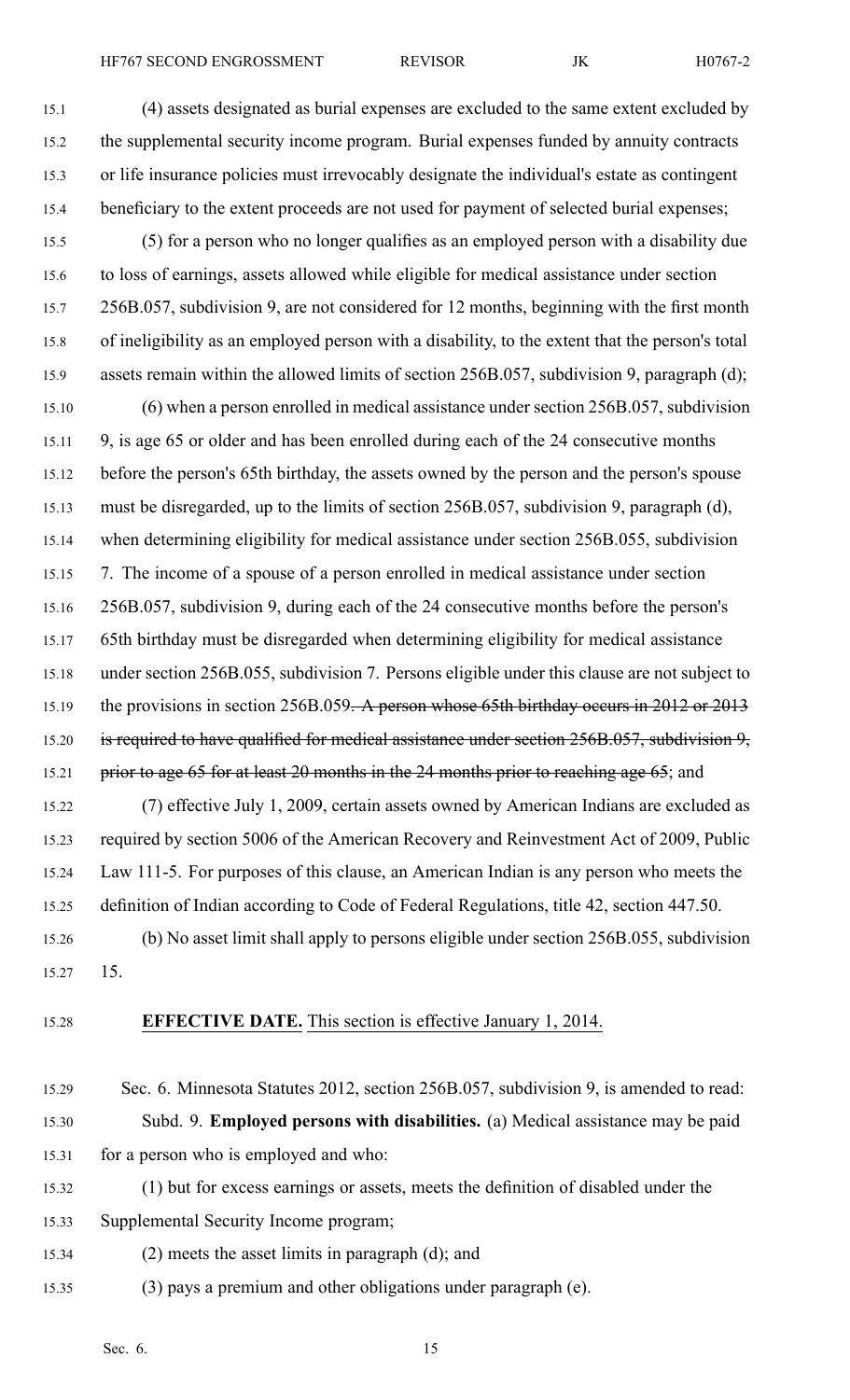(4) assets designated as burial expenses are excluded to the same extent excluded by the supplemental security income program. Burial expenses funded by annuity contracts or life insurance policies must irrevocably designate the individual's estate as contingent beneficiary to the extent proceeds are not used for payment of selected burial expenses;

(5) for a person who no longer qualifies as an employed person with a disability due to loss of earnings, assets allowed while eligible for medical assistance under section 256B.057, subdivision 9, are not considered for 12 months, beginning with the first month of ineligibility as an employed person with a disability, to the extent that the person's total assets remain within the allowed limits of section 256B.057, subdivision 9, paragraph (d);

(6) when a person enrolled in medical assistance under section 256B.057, subdivision 9, is age 65 or older and has been enrolled during each of the 24 consecutive months before the person's 65th birthday, the assets owned by the person and the person's spouse must be disregarded, up to the limits of section 256B.057, subdivision 9, paragraph (d), when determining eligibility for medical assistance under section 256B.055, subdivision 7. The income of a spouse of a person enrolled in medical assistance under section 256B.057, subdivision 9, during each of the 24 consecutive months before the person's 65th birthday must be disregarded when determining eligibility for medical assistance under section 256B.055, subdivision 7. Persons eligible under this clause are not subject to the provisions in section 256B.059~~. A person whose 65th birthday occurs in 2012 or 2013 is required to have qualified for medical assistance under section 256B.057, subdivision 9, prior to age 65 for at least 20 months in the 24 months prior to reaching age 65~~; and

(7) effective July 1, 2009, certain assets owned by American Indians are excluded as required by section 5006 of the American Recovery and Reinvestment Act of 2009, Public Law 111-5. For purposes of this clause, an American Indian is any person who meets the definition of Indian according to Code of Federal Regulations, title 42, section 447.50.

(b) No asset limit shall apply to persons eligible under section 256B.055, subdivision 15.

**EFFECTIVE DATE.** This section is effective January 1, 2014.

Sec. 6. Minnesota Statutes 2012, section 256B.057, subdivision 9, is amended to read:

Subd. 9. **Employed persons with disabilities.** (a) Medical assistance may be paid for a person who is employed and who:

(1) but for excess earnings or assets, meets the definition of disabled under the Supplemental Security Income program;

(2) meets the asset limits in paragraph (d); and

(3) pays a premium and other obligations under paragraph (e).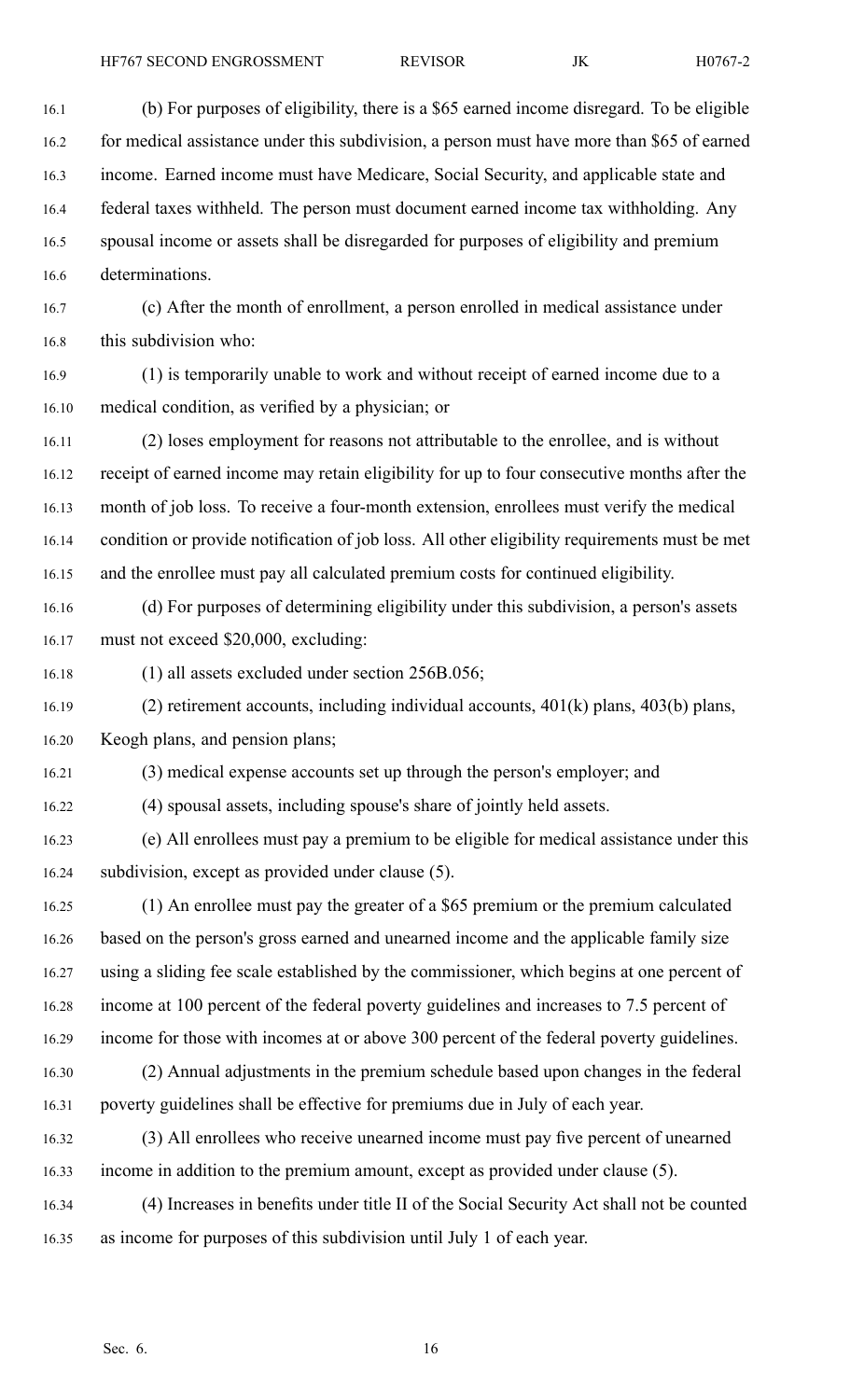(b) For purposes of eligibility, there is a $65 earned income disregard. To be eligible for medical assistance under this subdivision, a person must have more than $65 of earned income. Earned income must have Medicare, Social Security, and applicable state and federal taxes withheld. The person must document earned income tax withholding. Any spousal income or assets shall be disregarded for purposes of eligibility and premium determinations.

(c) After the month of enrollment, a person enrolled in medical assistance under this subdivision who:

(1) is temporarily unable to work and without receipt of earned income due to a medical condition, as verified by a physician; or

(2) loses employment for reasons not attributable to the enrollee, and is without receipt of earned income may retain eligibility for up to four consecutive months after the month of job loss. To receive a four-month extension, enrollees must verify the medical condition or provide notification of job loss. All other eligibility requirements must be met and the enrollee must pay all calculated premium costs for continued eligibility.

(d) For purposes of determining eligibility under this subdivision, a person's assets must not exceed $20,000, excluding:

(1) all assets excluded under section 256B.056;

(2) retirement accounts, including individual accounts, 401(k) plans, 403(b) plans, Keogh plans, and pension plans;

(3) medical expense accounts set up through the person's employer; and

(4) spousal assets, including spouse's share of jointly held assets.

(e) All enrollees must pay a premium to be eligible for medical assistance under this subdivision, except as provided under clause (5).

(1) An enrollee must pay the greater of a $65 premium or the premium calculated based on the person's gross earned and unearned income and the applicable family size using a sliding fee scale established by the commissioner, which begins at one percent of income at 100 percent of the federal poverty guidelines and increases to 7.5 percent of income for those with incomes at or above 300 percent of the federal poverty guidelines.

(2) Annual adjustments in the premium schedule based upon changes in the federal poverty guidelines shall be effective for premiums due in July of each year.

(3) All enrollees who receive unearned income must pay five percent of unearned income in addition to the premium amount, except as provided under clause (5).

(4) Increases in benefits under title II of the Social Security Act shall not be counted as income for purposes of this subdivision until July 1 of each year.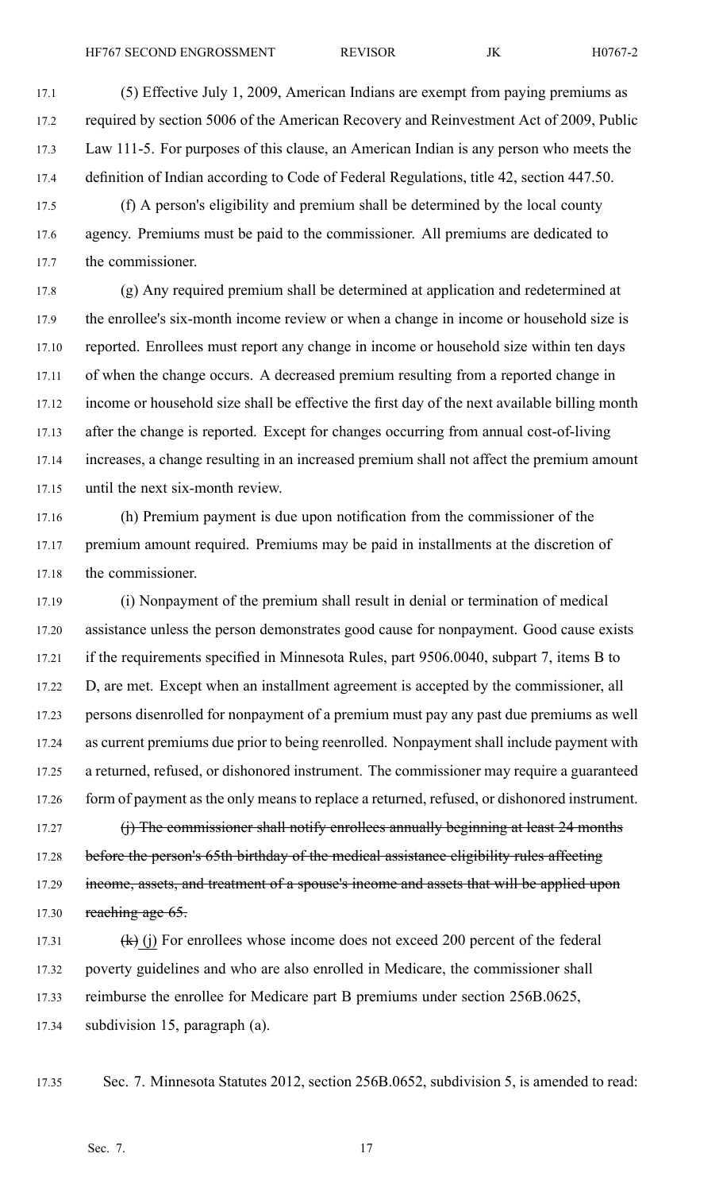(5) Effective July 1, 2009, American Indians are exempt from paying premiums as required by section 5006 of the American Recovery and Reinvestment Act of 2009, Public Law 111-5. For purposes of this clause, an American Indian is any person who meets the definition of Indian according to Code of Federal Regulations, title 42, section 447.50.

(f) A person's eligibility and premium shall be determined by the local county agency. Premiums must be paid to the commissioner. All premiums are dedicated to the commissioner.

(g) Any required premium shall be determined at application and redetermined at the enrollee's six-month income review or when a change in income or household size is reported. Enrollees must report any change in income or household size within ten days of when the change occurs. A decreased premium resulting from a reported change in income or household size shall be effective the first day of the next available billing month after the change is reported. Except for changes occurring from annual cost-of-living increases, a change resulting in an increased premium shall not affect the premium amount until the next six-month review.

(h) Premium payment is due upon notification from the commissioner of the premium amount required. Premiums may be paid in installments at the discretion of the commissioner.

(i) Nonpayment of the premium shall result in denial or termination of medical assistance unless the person demonstrates good cause for nonpayment. Good cause exists if the requirements specified in Minnesota Rules, part 9506.0040, subpart 7, items B to D, are met. Except when an installment agreement is accepted by the commissioner, all persons disenrolled for nonpayment of a premium must pay any past due premiums as well as current premiums due prior to being reenrolled. Nonpayment shall include payment with a returned, refused, or dishonored instrument. The commissioner may require a guaranteed form of payment as the only means to replace a returned, refused, or dishonored instrument.

~~(j) The commissioner shall notify enrollees annually beginning at least 24 months before the person's 65th birthday of the medical assistance eligibility rules affecting income, assets, and treatment of a spouse's income and assets that will be applied upon reaching age 65.~~

~~(k)~~ (j) For enrollees whose income does not exceed 200 percent of the federal poverty guidelines and who are also enrolled in Medicare, the commissioner shall reimburse the enrollee for Medicare part B premiums under section 256B.0625, subdivision 15, paragraph (a).

Sec. 7. Minnesota Statutes 2012, section 256B.0652, subdivision 5, is amended to read: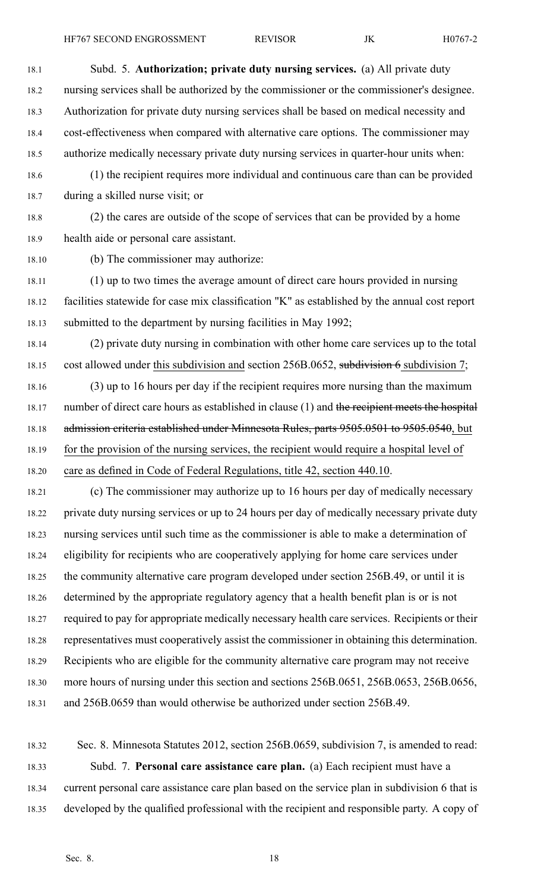Subd. 5. **Authorization; private duty nursing services.** (a) All private duty nursing services shall be authorized by the commissioner or the commissioner's designee. Authorization for private duty nursing services shall be based on medical necessity and cost-effectiveness when compared with alternative care options. The commissioner may authorize medically necessary private duty nursing services in quarter-hour units when:

(1) the recipient requires more individual and continuous care than can be provided during a skilled nurse visit; or

(2) the cares are outside of the scope of services that can be provided by a home health aide or personal care assistant.

(b) The commissioner may authorize:

(1) up to two times the average amount of direct care hours provided in nursing facilities statewide for case mix classification "K" as established by the annual cost report submitted to the department by nursing facilities in May 1992;

(2) private duty nursing in combination with other home care services up to the total cost allowed under this subdivision and section 256B.0652, ~~subdivision 6~~ subdivision 7;

(3) up to 16 hours per day if the recipient requires more nursing than the maximum number of direct care hours as established in clause (1) and ~~the recipient meets the hospital admission criteria established under Minnesota Rules, parts 9505.0501 to 9505.0540~~, but for the provision of the nursing services, the recipient would require a hospital level of care as defined in Code of Federal Regulations, title 42, section 440.10.

(c) The commissioner may authorize up to 16 hours per day of medically necessary private duty nursing services or up to 24 hours per day of medically necessary private duty nursing services until such time as the commissioner is able to make a determination of eligibility for recipients who are cooperatively applying for home care services under the community alternative care program developed under section 256B.49, or until it is determined by the appropriate regulatory agency that a health benefit plan is or is not required to pay for appropriate medically necessary health care services. Recipients or their representatives must cooperatively assist the commissioner in obtaining this determination. Recipients who are eligible for the community alternative care program may not receive more hours of nursing under this section and sections 256B.0651, 256B.0653, 256B.0656, and 256B.0659 than would otherwise be authorized under section 256B.49.

Sec. 8. Minnesota Statutes 2012, section 256B.0659, subdivision 7, is amended to read:

Subd. 7. **Personal care assistance care plan.** (a) Each recipient must have a current personal care assistance care plan based on the service plan in subdivision 6 that is developed by the qualified professional with the recipient and responsible party. A copy of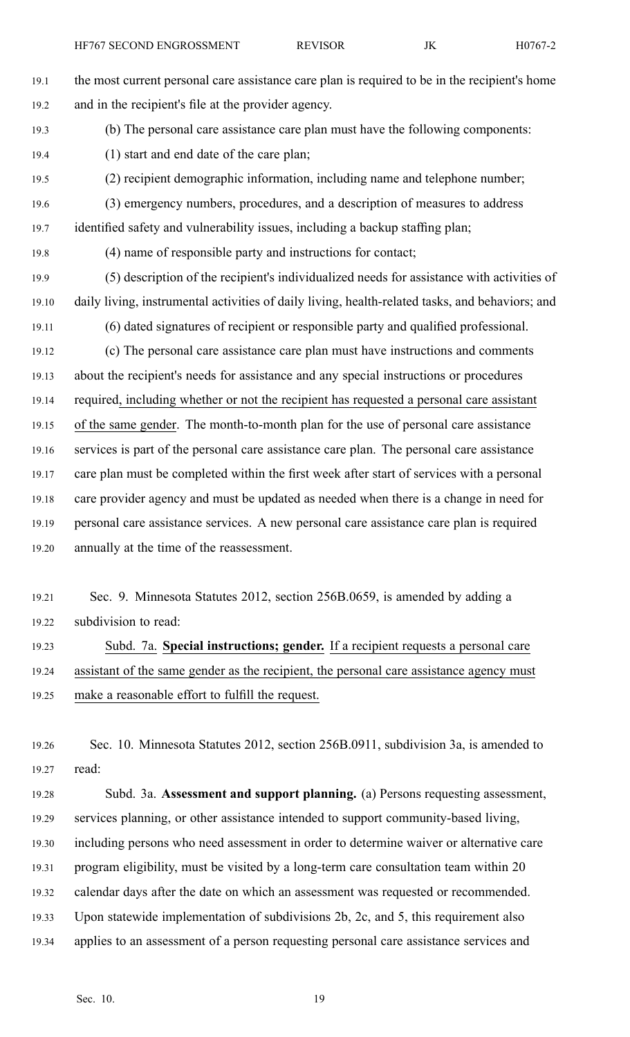the most current personal care assistance care plan is required to be in the recipient's home and in the recipient's file at the provider agency.

(b) The personal care assistance care plan must have the following components:

(1) start and end date of the care plan;

(2) recipient demographic information, including name and telephone number;

(3) emergency numbers, procedures, and a description of measures to address identified safety and vulnerability issues, including a backup staffing plan;

(4) name of responsible party and instructions for contact;

(5) description of the recipient's individualized needs for assistance with activities of daily living, instrumental activities of daily living, health-related tasks, and behaviors; and

(6) dated signatures of recipient or responsible party and qualified professional.

(c) The personal care assistance care plan must have instructions and comments about the recipient's needs for assistance and any special instructions or procedures required, including whether or not the recipient has requested a personal care assistant of the same gender. The month-to-month plan for the use of personal care assistance services is part of the personal care assistance care plan. The personal care assistance care plan must be completed within the first week after start of services with a personal care provider agency and must be updated as needed when there is a change in need for personal care assistance services. A new personal care assistance care plan is required annually at the time of the reassessment.

Sec. 9. Minnesota Statutes 2012, section 256B.0659, is amended by adding a subdivision to read:

Subd. 7a. **Special instructions; gender.** If a recipient requests a personal care assistant of the same gender as the recipient, the personal care assistance agency must make a reasonable effort to fulfill the request.

Sec. 10. Minnesota Statutes 2012, section 256B.0911, subdivision 3a, is amended to read:

Subd. 3a. **Assessment and support planning.** (a) Persons requesting assessment, services planning, or other assistance intended to support community-based living, including persons who need assessment in order to determine waiver or alternative care program eligibility, must be visited by a long-term care consultation team within 20 calendar days after the date on which an assessment was requested or recommended. Upon statewide implementation of subdivisions 2b, 2c, and 5, this requirement also applies to an assessment of a person requesting personal care assistance services and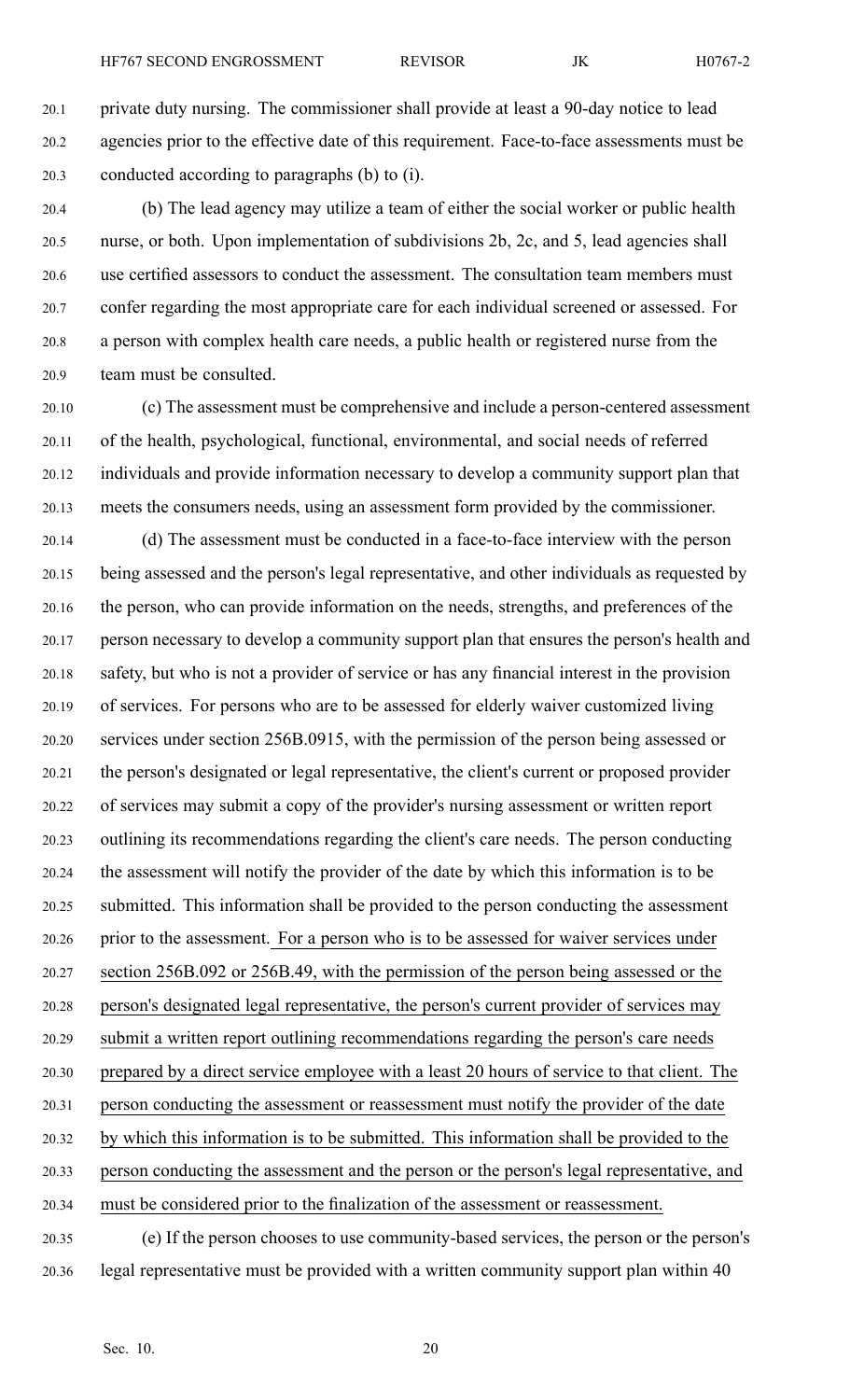private duty nursing. The commissioner shall provide at least a 90-day notice to lead agencies prior to the effective date of this requirement. Face-to-face assessments must be conducted according to paragraphs (b) to (i).

(b) The lead agency may utilize a team of either the social worker or public health nurse, or both. Upon implementation of subdivisions 2b, 2c, and 5, lead agencies shall use certified assessors to conduct the assessment. The consultation team members must confer regarding the most appropriate care for each individual screened or assessed. For a person with complex health care needs, a public health or registered nurse from the team must be consulted.

(c) The assessment must be comprehensive and include a person-centered assessment of the health, psychological, functional, environmental, and social needs of referred individuals and provide information necessary to develop a community support plan that meets the consumers needs, using an assessment form provided by the commissioner.

(d) The assessment must be conducted in a face-to-face interview with the person being assessed and the person's legal representative, and other individuals as requested by the person, who can provide information on the needs, strengths, and preferences of the person necessary to develop a community support plan that ensures the person's health and safety, but who is not a provider of service or has any financial interest in the provision of services. For persons who are to be assessed for elderly waiver customized living services under section 256B.0915, with the permission of the person being assessed or the person's designated or legal representative, the client's current or proposed provider of services may submit a copy of the provider's nursing assessment or written report outlining its recommendations regarding the client's care needs. The person conducting the assessment will notify the provider of the date by which this information is to be submitted. This information shall be provided to the person conducting the assessment prior to the assessment. For a person who is to be assessed for waiver services under section 256B.092 or 256B.49, with the permission of the person being assessed or the person's designated legal representative, the person's current provider of services may submit a written report outlining recommendations regarding the person's care needs prepared by a direct service employee with a least 20 hours of service to that client. The person conducting the assessment or reassessment must notify the provider of the date by which this information is to be submitted. This information shall be provided to the person conducting the assessment and the person or the person's legal representative, and must be considered prior to the finalization of the assessment or reassessment.

(e) If the person chooses to use community-based services, the person or the person's legal representative must be provided with a written community support plan within 40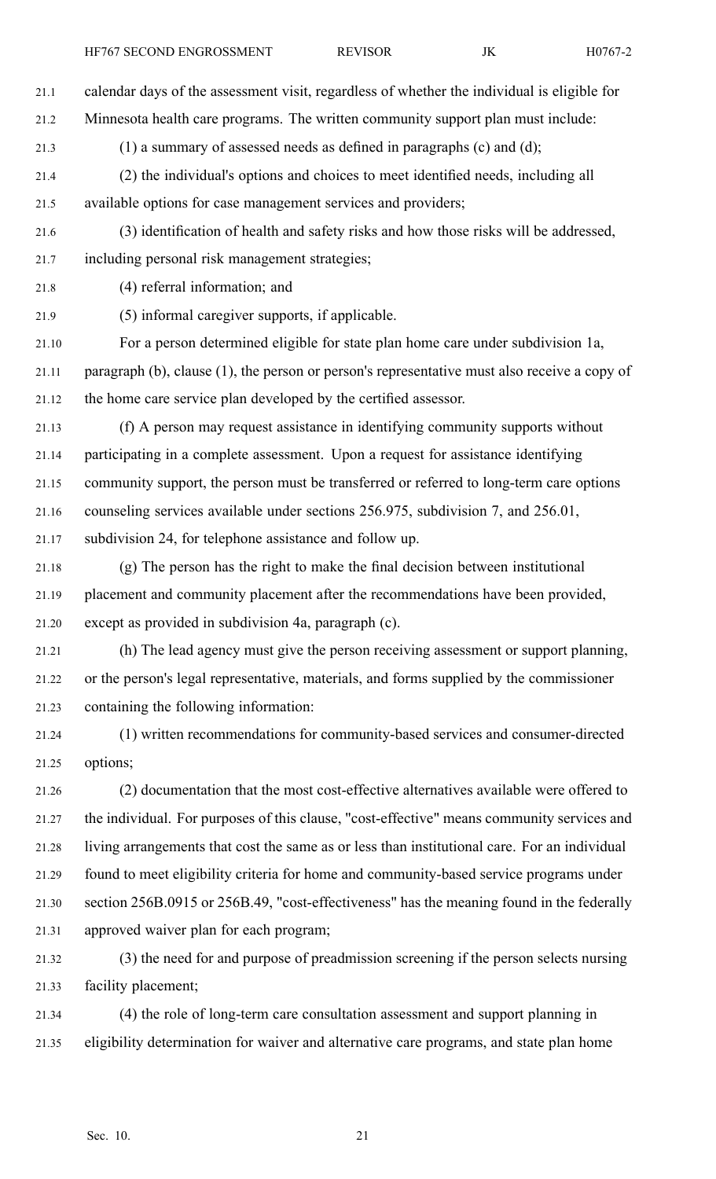calendar days of the assessment visit, regardless of whether the individual is eligible for Minnesota health care programs. The written community support plan must include:

(1) a summary of assessed needs as defined in paragraphs (c) and (d);

(2) the individual's options and choices to meet identified needs, including all available options for case management services and providers;

(3) identification of health and safety risks and how those risks will be addressed, including personal risk management strategies;

(4) referral information; and

(5) informal caregiver supports, if applicable.

For a person determined eligible for state plan home care under subdivision 1a, paragraph (b), clause (1), the person or person's representative must also receive a copy of the home care service plan developed by the certified assessor.

(f) A person may request assistance in identifying community supports without participating in a complete assessment. Upon a request for assistance identifying community support, the person must be transferred or referred to long-term care options counseling services available under sections 256.975, subdivision 7, and 256.01, subdivision 24, for telephone assistance and follow up.

(g) The person has the right to make the final decision between institutional placement and community placement after the recommendations have been provided, except as provided in subdivision 4a, paragraph (c).

(h) The lead agency must give the person receiving assessment or support planning, or the person's legal representative, materials, and forms supplied by the commissioner containing the following information:

(1) written recommendations for community-based services and consumer-directed options;

(2) documentation that the most cost-effective alternatives available were offered to the individual. For purposes of this clause, "cost-effective" means community services and living arrangements that cost the same as or less than institutional care. For an individual found to meet eligibility criteria for home and community-based service programs under section 256B.0915 or 256B.49, "cost-effectiveness" has the meaning found in the federally approved waiver plan for each program;

(3) the need for and purpose of preadmission screening if the person selects nursing facility placement;

(4) the role of long-term care consultation assessment and support planning in eligibility determination for waiver and alternative care programs, and state plan home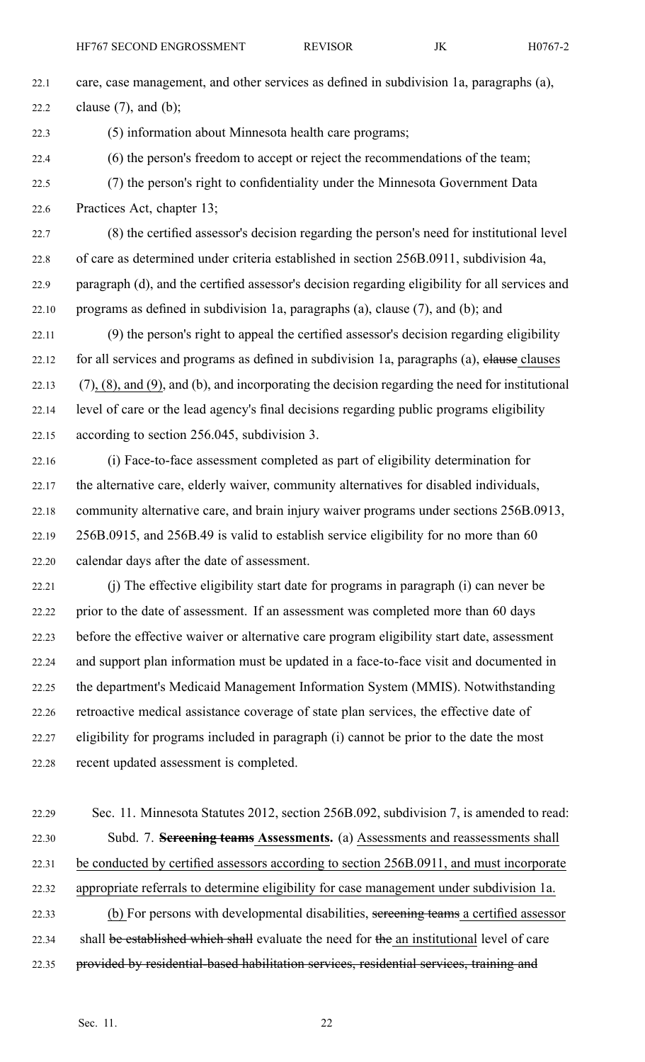care, case management, and other services as defined in subdivision 1a, paragraphs (a), clause (7), and (b);

(5) information about Minnesota health care programs;

(6) the person's freedom to accept or reject the recommendations of the team;

(7) the person's right to confidentiality under the Minnesota Government Data Practices Act, chapter 13;

(8) the certified assessor's decision regarding the person's need for institutional level of care as determined under criteria established in section 256B.0911, subdivision 4a, paragraph (d), and the certified assessor's decision regarding eligibility for all services and programs as defined in subdivision 1a, paragraphs (a), clause (7), and (b); and

(9) the person's right to appeal the certified assessor's decision regarding eligibility for all services and programs as defined in subdivision 1a, paragraphs (a), ~~clause~~ clauses (7), (8), and (9), and (b), and incorporating the decision regarding the need for institutional level of care or the lead agency's final decisions regarding public programs eligibility according to section 256.045, subdivision 3.

(i) Face-to-face assessment completed as part of eligibility determination for the alternative care, elderly waiver, community alternatives for disabled individuals, community alternative care, and brain injury waiver programs under sections 256B.0913, 256B.0915, and 256B.49 is valid to establish service eligibility for no more than 60 calendar days after the date of assessment.

(j) The effective eligibility start date for programs in paragraph (i) can never be prior to the date of assessment. If an assessment was completed more than 60 days before the effective waiver or alternative care program eligibility start date, assessment and support plan information must be updated in a face-to-face visit and documented in the department's Medicaid Management Information System (MMIS). Notwithstanding retroactive medical assistance coverage of state plan services, the effective date of eligibility for programs included in paragraph (i) cannot be prior to the date the most recent updated assessment is completed.

Sec. 11. Minnesota Statutes 2012, section 256B.092, subdivision 7, is amended to read:

Subd. 7. **~~Screening teams~~ Assessments.** (a) Assessments and reassessments shall be conducted by certified assessors according to section 256B.0911, and must incorporate appropriate referrals to determine eligibility for case management under subdivision 1a.

(b) For persons with developmental disabilities, ~~screening teams~~ a certified assessor shall ~~be established which shall~~ evaluate the need for ~~the~~ an institutional level of care ~~provided by residential-based habilitation services, residential services, training and~~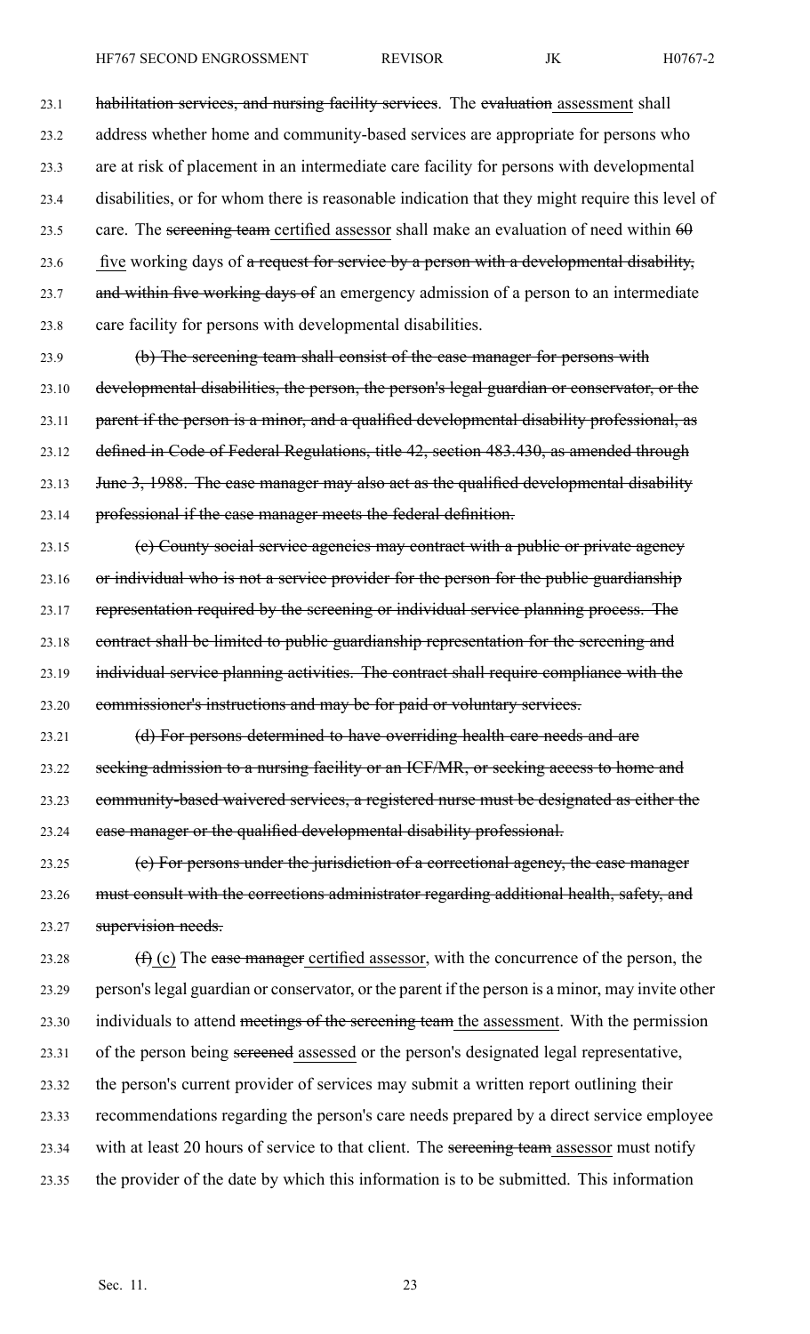habilitation services, and nursing facility services. The ~~evaluation~~ assessment shall address whether home and community-based services are appropriate for persons who are at risk of placement in an intermediate care facility for persons with developmental disabilities, or for whom there is reasonable indication that they might require this level of care. The ~~screening team~~ certified assessor shall make an evaluation of need within ~~60~~ five working days of ~~a request for service by a person with a developmental disability, and within five working days of~~ an emergency admission of a person to an intermediate care facility for persons with developmental disabilities.

~~(b) The screening team shall consist of the case manager for persons with developmental disabilities, the person, the person's legal guardian or conservator, or the parent if the person is a minor, and a qualified developmental disability professional, as defined in Code of Federal Regulations, title 42, section 483.430, as amended through June 3, 1988. The case manager may also act as the qualified developmental disability professional if the case manager meets the federal definition.~~

~~(c) County social service agencies may contract with a public or private agency or individual who is not a service provider for the person for the public guardianship representation required by the screening or individual service planning process. The contract shall be limited to public guardianship representation for the screening and individual service planning activities. The contract shall require compliance with the commissioner's instructions and may be for paid or voluntary services.~~

~~(d) For persons determined to have overriding health care needs and are seeking admission to a nursing facility or an ICF/MR, or seeking access to home and community-based waivered services, a registered nurse must be designated as either the case manager or the qualified developmental disability professional.~~

~~(e) For persons under the jurisdiction of a correctional agency, the case manager must consult with the corrections administrator regarding additional health, safety, and supervision needs.~~

~~(f)~~ (c) The ~~case manager~~ certified assessor, with the concurrence of the person, the person's legal guardian or conservator, or the parent if the person is a minor, may invite other individuals to attend ~~meetings of the screening team~~ the assessment. With the permission of the person being ~~screened~~ assessed or the person's designated legal representative, the person's current provider of services may submit a written report outlining their recommendations regarding the person's care needs prepared by a direct service employee with at least 20 hours of service to that client. The ~~screening team~~ assessor must notify the provider of the date by which this information is to be submitted. This information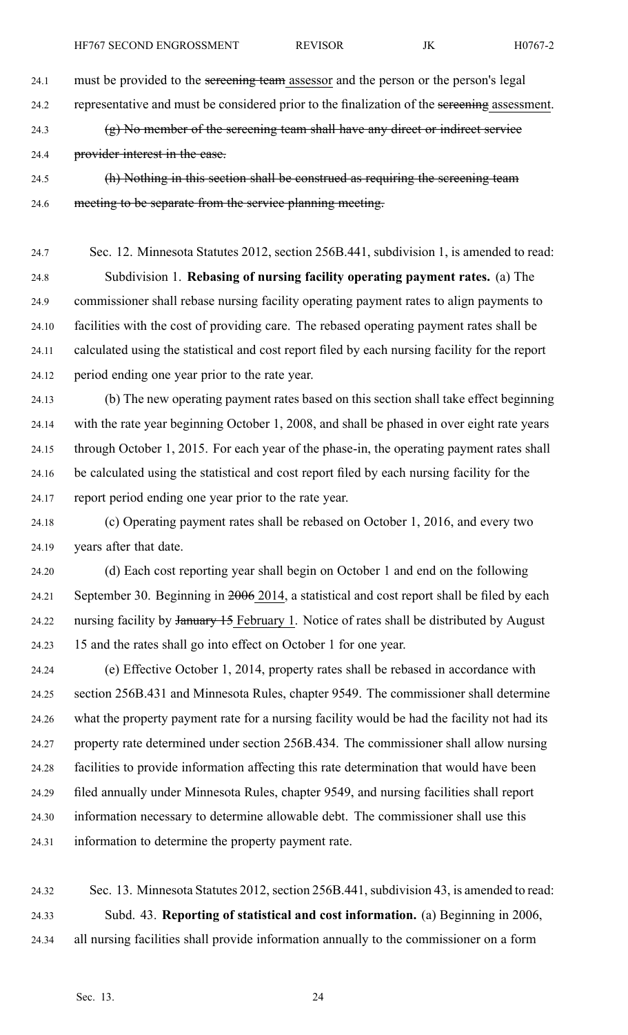must be provided to the ~~screening team~~ assessor and the person or the person's legal representative and must be considered prior to the finalization of the ~~screening~~ assessment.

~~(g) No member of the screening team shall have any direct or indirect service provider interest in the case.~~

~~(h) Nothing in this section shall be construed as requiring the screening team meeting to be separate from the service planning meeting.~~

Sec. 12. Minnesota Statutes 2012, section 256B.441, subdivision 1, is amended to read:

Subdivision 1. **Rebasing of nursing facility operating payment rates.** (a) The commissioner shall rebase nursing facility operating payment rates to align payments to facilities with the cost of providing care. The rebased operating payment rates shall be calculated using the statistical and cost report filed by each nursing facility for the report period ending one year prior to the rate year.

(b) The new operating payment rates based on this section shall take effect beginning with the rate year beginning October 1, 2008, and shall be phased in over eight rate years through October 1, 2015. For each year of the phase-in, the operating payment rates shall be calculated using the statistical and cost report filed by each nursing facility for the report period ending one year prior to the rate year.

(c) Operating payment rates shall be rebased on October 1, 2016, and every two years after that date.

(d) Each cost reporting year shall begin on October 1 and end on the following September 30. Beginning in ~~2006~~ 2014, a statistical and cost report shall be filed by each nursing facility by ~~January 15~~ February 1. Notice of rates shall be distributed by August 15 and the rates shall go into effect on October 1 for one year.

(e) Effective October 1, 2014, property rates shall be rebased in accordance with section 256B.431 and Minnesota Rules, chapter 9549. The commissioner shall determine what the property payment rate for a nursing facility would be had the facility not had its property rate determined under section 256B.434. The commissioner shall allow nursing facilities to provide information affecting this rate determination that would have been filed annually under Minnesota Rules, chapter 9549, and nursing facilities shall report information necessary to determine allowable debt. The commissioner shall use this information to determine the property payment rate.

Sec. 13. Minnesota Statutes 2012, section 256B.441, subdivision 43, is amended to read:

Subd. 43. **Reporting of statistical and cost information.** (a) Beginning in 2006, all nursing facilities shall provide information annually to the commissioner on a form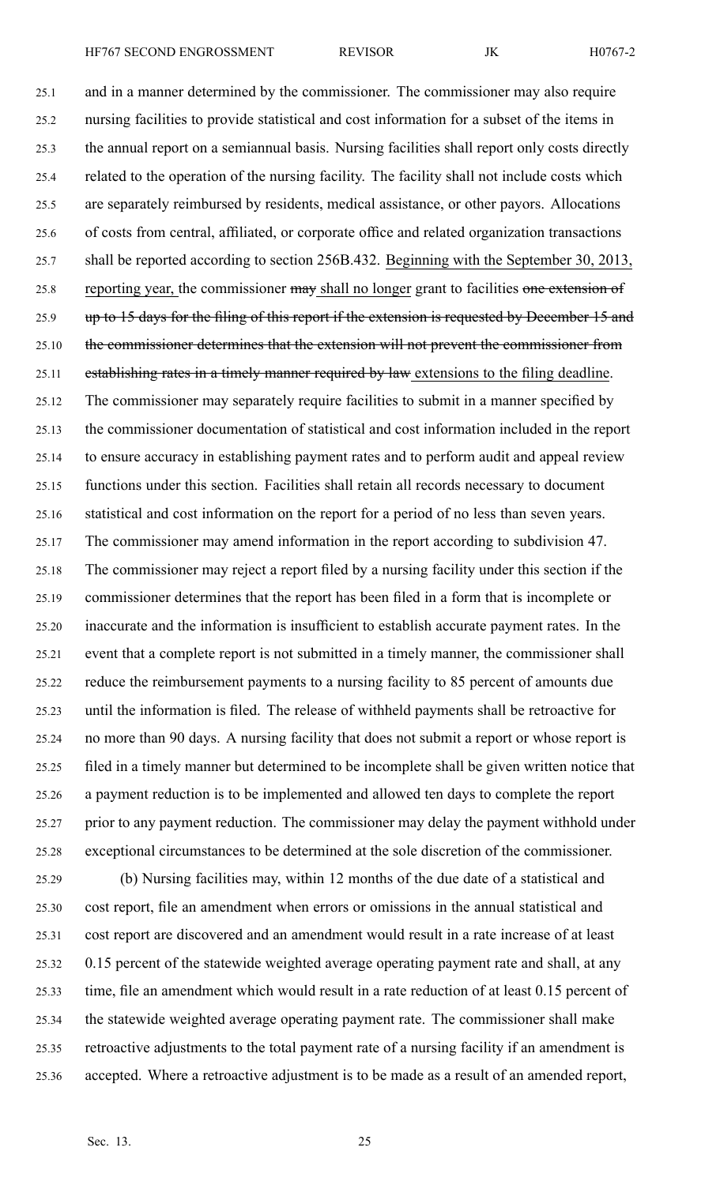and in a manner determined by the commissioner. The commissioner may also require nursing facilities to provide statistical and cost information for a subset of the items in the annual report on a semiannual basis. Nursing facilities shall report only costs directly related to the operation of the nursing facility. The facility shall not include costs which are separately reimbursed by residents, medical assistance, or other payors. Allocations of costs from central, affiliated, or corporate office and related organization transactions shall be reported according to section 256B.432. Beginning with the September 30, 2013, reporting year, the commissioner ~~may~~ shall no longer grant to facilities ~~one extension of up to 15 days for the filing of this report if the extension is requested by December 15 and the commissioner determines that the extension will not prevent the commissioner from establishing rates in a timely manner required by law~~ extensions to the filing deadline. The commissioner may separately require facilities to submit in a manner specified by the commissioner documentation of statistical and cost information included in the report to ensure accuracy in establishing payment rates and to perform audit and appeal review functions under this section. Facilities shall retain all records necessary to document statistical and cost information on the report for a period of no less than seven years. The commissioner may amend information in the report according to subdivision 47. The commissioner may reject a report filed by a nursing facility under this section if the commissioner determines that the report has been filed in a form that is incomplete or inaccurate and the information is insufficient to establish accurate payment rates. In the event that a complete report is not submitted in a timely manner, the commissioner shall reduce the reimbursement payments to a nursing facility to 85 percent of amounts due until the information is filed. The release of withheld payments shall be retroactive for no more than 90 days. A nursing facility that does not submit a report or whose report is filed in a timely manner but determined to be incomplete shall be given written notice that a payment reduction is to be implemented and allowed ten days to complete the report prior to any payment reduction. The commissioner may delay the payment withhold under exceptional circumstances to be determined at the sole discretion of the commissioner.

(b) Nursing facilities may, within 12 months of the due date of a statistical and cost report, file an amendment when errors or omissions in the annual statistical and cost report are discovered and an amendment would result in a rate increase of at least 0.15 percent of the statewide weighted average operating payment rate and shall, at any time, file an amendment which would result in a rate reduction of at least 0.15 percent of the statewide weighted average operating payment rate. The commissioner shall make retroactive adjustments to the total payment rate of a nursing facility if an amendment is accepted. Where a retroactive adjustment is to be made as a result of an amended report,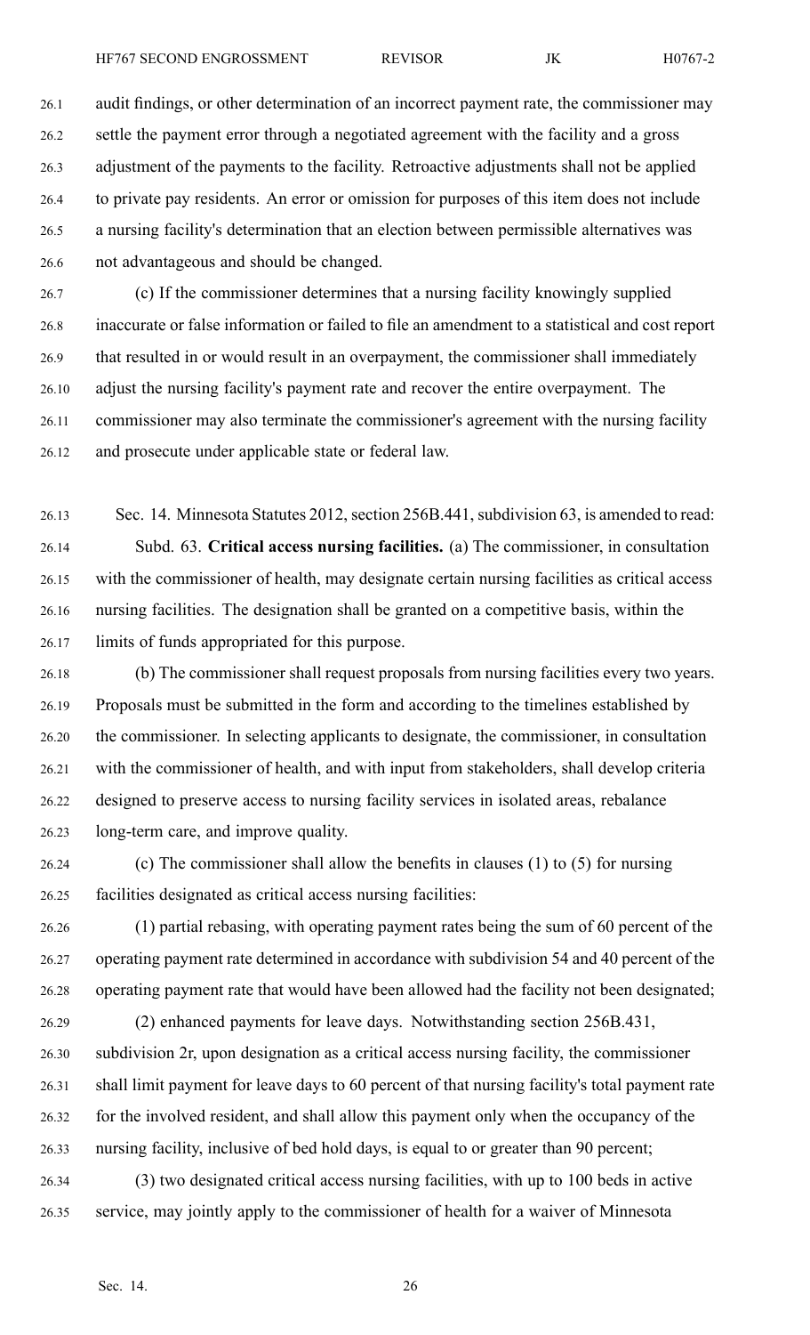audit findings, or other determination of an incorrect payment rate, the commissioner may settle the payment error through a negotiated agreement with the facility and a gross adjustment of the payments to the facility. Retroactive adjustments shall not be applied to private pay residents. An error or omission for purposes of this item does not include a nursing facility's determination that an election between permissible alternatives was not advantageous and should be changed.

(c) If the commissioner determines that a nursing facility knowingly supplied inaccurate or false information or failed to file an amendment to a statistical and cost report that resulted in or would result in an overpayment, the commissioner shall immediately adjust the nursing facility's payment rate and recover the entire overpayment. The commissioner may also terminate the commissioner's agreement with the nursing facility and prosecute under applicable state or federal law.

Sec. 14. Minnesota Statutes 2012, section 256B.441, subdivision 63, is amended to read:

Subd. 63. **Critical access nursing facilities.** (a) The commissioner, in consultation with the commissioner of health, may designate certain nursing facilities as critical access nursing facilities. The designation shall be granted on a competitive basis, within the limits of funds appropriated for this purpose.

(b) The commissioner shall request proposals from nursing facilities every two years. Proposals must be submitted in the form and according to the timelines established by the commissioner. In selecting applicants to designate, the commissioner, in consultation with the commissioner of health, and with input from stakeholders, shall develop criteria designed to preserve access to nursing facility services in isolated areas, rebalance long-term care, and improve quality.

(c) The commissioner shall allow the benefits in clauses (1) to (5) for nursing facilities designated as critical access nursing facilities:

(1) partial rebasing, with operating payment rates being the sum of 60 percent of the operating payment rate determined in accordance with subdivision 54 and 40 percent of the operating payment rate that would have been allowed had the facility not been designated;

(2) enhanced payments for leave days. Notwithstanding section 256B.431, subdivision 2r, upon designation as a critical access nursing facility, the commissioner shall limit payment for leave days to 60 percent of that nursing facility's total payment rate for the involved resident, and shall allow this payment only when the occupancy of the nursing facility, inclusive of bed hold days, is equal to or greater than 90 percent;

(3) two designated critical access nursing facilities, with up to 100 beds in active service, may jointly apply to the commissioner of health for a waiver of Minnesota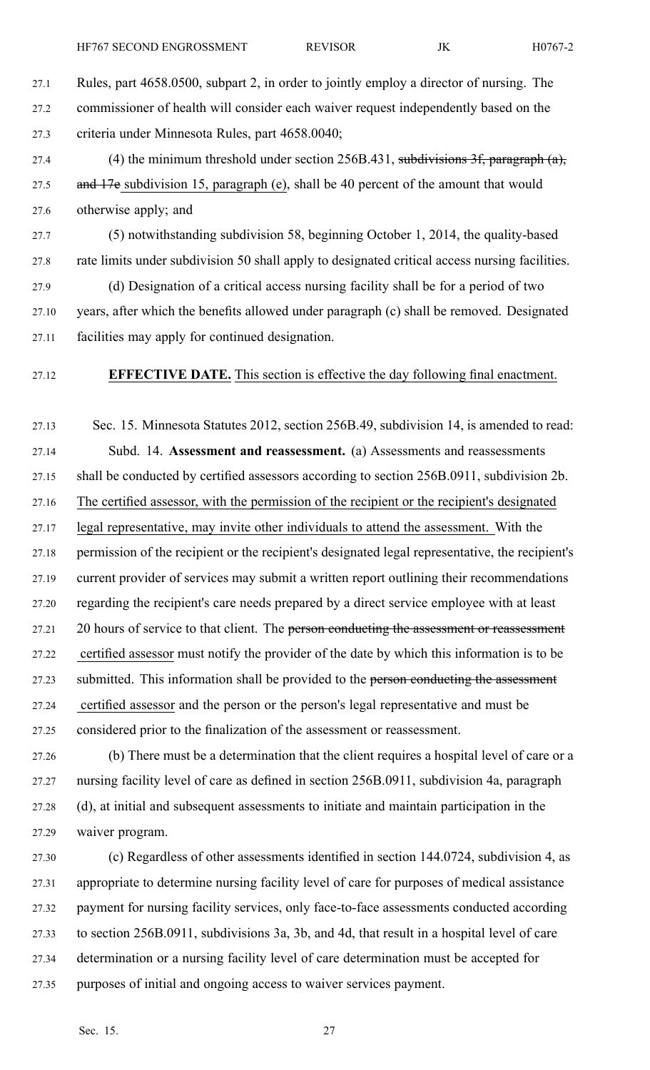Rules, part 4658.0500, subpart 2, in order to jointly employ a director of nursing. The commissioner of health will consider each waiver request independently based on the criteria under Minnesota Rules, part 4658.0040;

(4) the minimum threshold under section 256B.431, ~~subdivisions 3f, paragraph (a), and 17e~~ subdivision 15, paragraph (e), shall be 40 percent of the amount that would otherwise apply; and

(5) notwithstanding subdivision 58, beginning October 1, 2014, the quality-based rate limits under subdivision 50 shall apply to designated critical access nursing facilities.

(d) Designation of a critical access nursing facility shall be for a period of two years, after which the benefits allowed under paragraph (c) shall be removed. Designated facilities may apply for continued designation.

**EFFECTIVE DATE.** This section is effective the day following final enactment.

Sec. 15. Minnesota Statutes 2012, section 256B.49, subdivision 14, is amended to read:

Subd. 14. **Assessment and reassessment.** (a) Assessments and reassessments shall be conducted by certified assessors according to section 256B.0911, subdivision 2b. The certified assessor, with the permission of the recipient or the recipient's designated legal representative, may invite other individuals to attend the assessment. With the permission of the recipient or the recipient's designated legal representative, the recipient's current provider of services may submit a written report outlining their recommendations regarding the recipient's care needs prepared by a direct service employee with at least 20 hours of service to that client. The ~~person conducting the assessment or reassessment~~ certified assessor must notify the provider of the date by which this information is to be submitted. This information shall be provided to the ~~person conducting the assessment~~ certified assessor and the person or the person's legal representative and must be considered prior to the finalization of the assessment or reassessment.

(b) There must be a determination that the client requires a hospital level of care or a nursing facility level of care as defined in section 256B.0911, subdivision 4a, paragraph (d), at initial and subsequent assessments to initiate and maintain participation in the waiver program.

(c) Regardless of other assessments identified in section 144.0724, subdivision 4, as appropriate to determine nursing facility level of care for purposes of medical assistance payment for nursing facility services, only face-to-face assessments conducted according to section 256B.0911, subdivisions 3a, 3b, and 4d, that result in a hospital level of care determination or a nursing facility level of care determination must be accepted for purposes of initial and ongoing access to waiver services payment.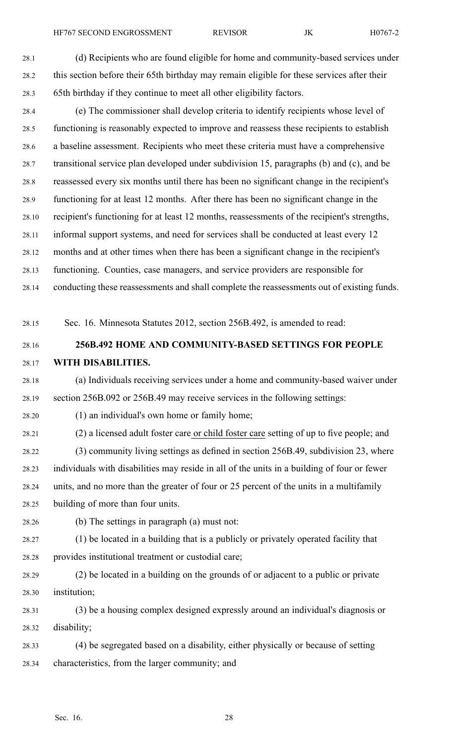(d) Recipients who are found eligible for home and community-based services under this section before their 65th birthday may remain eligible for these services after their 65th birthday if they continue to meet all other eligibility factors.

(e) The commissioner shall develop criteria to identify recipients whose level of functioning is reasonably expected to improve and reassess these recipients to establish a baseline assessment. Recipients who meet these criteria must have a comprehensive transitional service plan developed under subdivision 15, paragraphs (b) and (c), and be reassessed every six months until there has been no significant change in the recipient's functioning for at least 12 months. After there has been no significant change in the recipient's functioning for at least 12 months, reassessments of the recipient's strengths, informal support systems, and need for services shall be conducted at least every 12 months and at other times when there has been a significant change in the recipient's functioning. Counties, case managers, and service providers are responsible for conducting these reassessments and shall complete the reassessments out of existing funds.

Sec. 16. Minnesota Statutes 2012, section 256B.492, is amended to read:

**256B.492 HOME AND COMMUNITY-BASED SETTINGS FOR PEOPLE WITH DISABILITIES.**

(a) Individuals receiving services under a home and community-based waiver under section 256B.092 or 256B.49 may receive services in the following settings:

(1) an individual's own home or family home;

(2) a licensed adult foster care or child foster care setting of up to five people; and

(3) community living settings as defined in section 256B.49, subdivision 23, where individuals with disabilities may reside in all of the units in a building of four or fewer units, and no more than the greater of four or 25 percent of the units in a multifamily building of more than four units.

(b) The settings in paragraph (a) must not:

(1) be located in a building that is a publicly or privately operated facility that provides institutional treatment or custodial care;

(2) be located in a building on the grounds of or adjacent to a public or private institution;

(3) be a housing complex designed expressly around an individual's diagnosis or disability;

(4) be segregated based on a disability, either physically or because of setting characteristics, from the larger community; and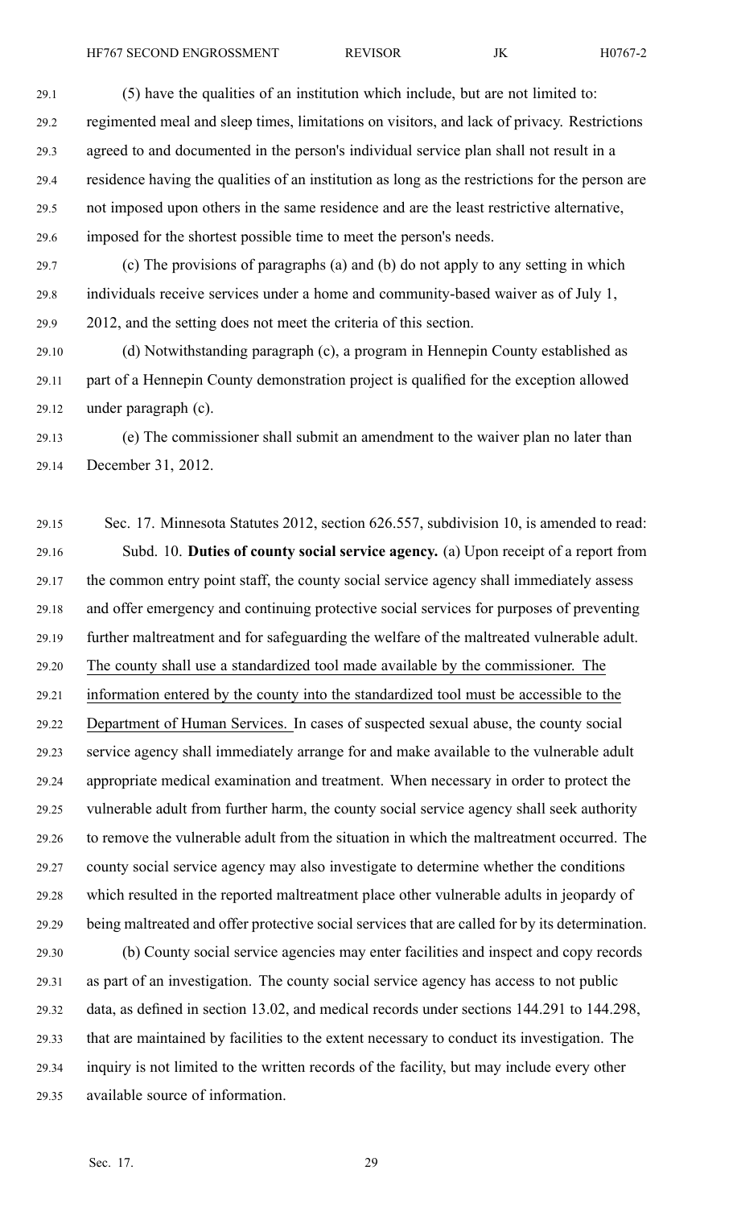(5) have the qualities of an institution which include, but are not limited to: regimented meal and sleep times, limitations on visitors, and lack of privacy. Restrictions agreed to and documented in the person's individual service plan shall not result in a residence having the qualities of an institution as long as the restrictions for the person are not imposed upon others in the same residence and are the least restrictive alternative, imposed for the shortest possible time to meet the person's needs.

(c) The provisions of paragraphs (a) and (b) do not apply to any setting in which individuals receive services under a home and community-based waiver as of July 1, 2012, and the setting does not meet the criteria of this section.

(d) Notwithstanding paragraph (c), a program in Hennepin County established as part of a Hennepin County demonstration project is qualified for the exception allowed under paragraph (c).

(e) The commissioner shall submit an amendment to the waiver plan no later than December 31, 2012.

Sec. 17. Minnesota Statutes 2012, section 626.557, subdivision 10, is amended to read:

Subd. 10. **Duties of county social service agency.** (a) Upon receipt of a report from the common entry point staff, the county social service agency shall immediately assess and offer emergency and continuing protective social services for purposes of preventing further maltreatment and for safeguarding the welfare of the maltreated vulnerable adult. The county shall use a standardized tool made available by the commissioner. The information entered by the county into the standardized tool must be accessible to the Department of Human Services. In cases of suspected sexual abuse, the county social service agency shall immediately arrange for and make available to the vulnerable adult appropriate medical examination and treatment. When necessary in order to protect the vulnerable adult from further harm, the county social service agency shall seek authority to remove the vulnerable adult from the situation in which the maltreatment occurred. The county social service agency may also investigate to determine whether the conditions which resulted in the reported maltreatment place other vulnerable adults in jeopardy of being maltreated and offer protective social services that are called for by its determination.

(b) County social service agencies may enter facilities and inspect and copy records as part of an investigation. The county social service agency has access to not public data, as defined in section 13.02, and medical records under sections 144.291 to 144.298, that are maintained by facilities to the extent necessary to conduct its investigation. The inquiry is not limited to the written records of the facility, but may include every other available source of information.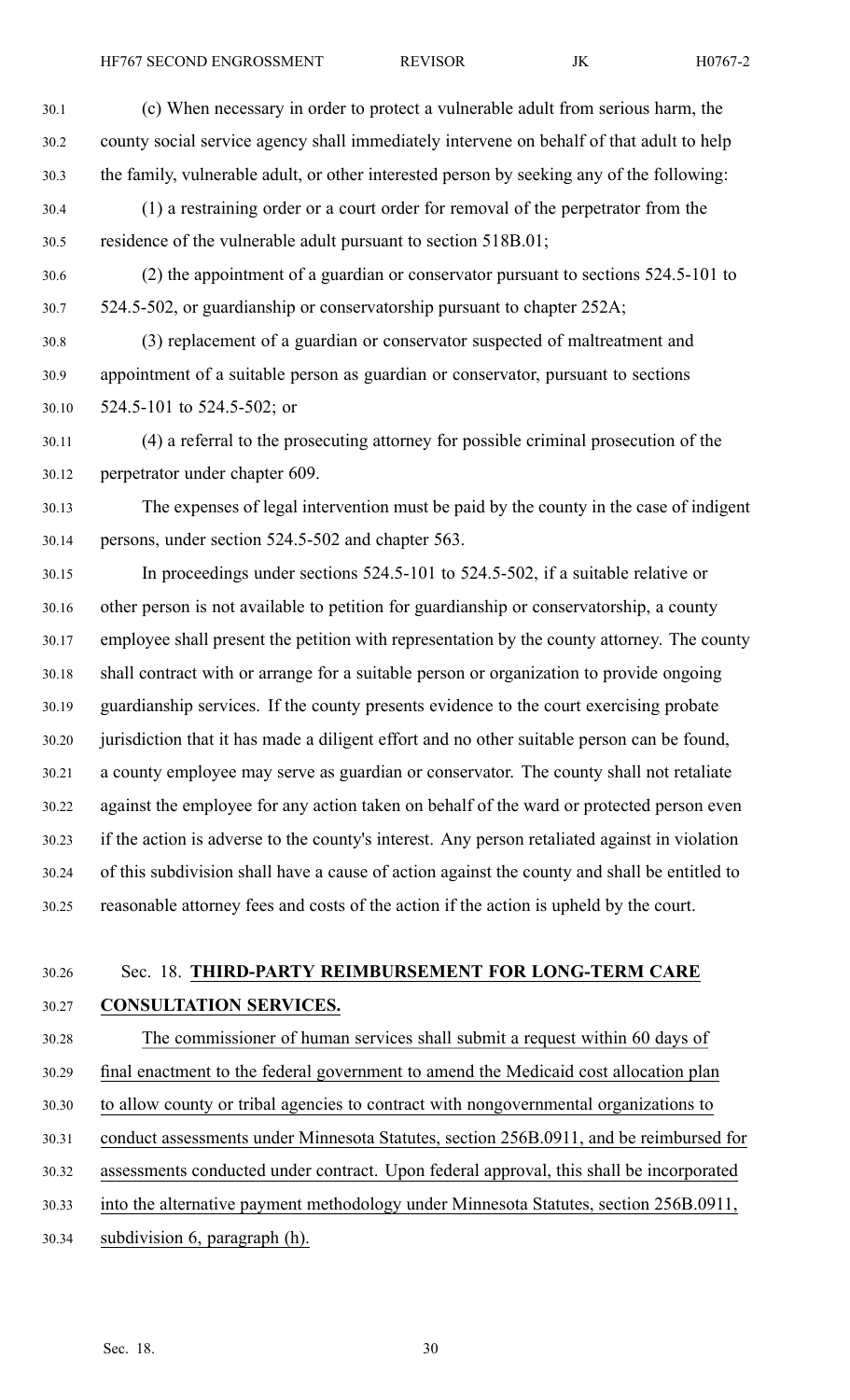(c) When necessary in order to protect a vulnerable adult from serious harm, the county social service agency shall immediately intervene on behalf of that adult to help the family, vulnerable adult, or other interested person by seeking any of the following:

(1) a restraining order or a court order for removal of the perpetrator from the residence of the vulnerable adult pursuant to section 518B.01;

(2) the appointment of a guardian or conservator pursuant to sections 524.5-101 to 524.5-502, or guardianship or conservatorship pursuant to chapter 252A;

(3) replacement of a guardian or conservator suspected of maltreatment and appointment of a suitable person as guardian or conservator, pursuant to sections 524.5-101 to 524.5-502; or

(4) a referral to the prosecuting attorney for possible criminal prosecution of the perpetrator under chapter 609.

The expenses of legal intervention must be paid by the county in the case of indigent persons, under section 524.5-502 and chapter 563.

In proceedings under sections 524.5-101 to 524.5-502, if a suitable relative or other person is not available to petition for guardianship or conservatorship, a county employee shall present the petition with representation by the county attorney. The county shall contract with or arrange for a suitable person or organization to provide ongoing guardianship services. If the county presents evidence to the court exercising probate jurisdiction that it has made a diligent effort and no other suitable person can be found, a county employee may serve as guardian or conservator. The county shall not retaliate against the employee for any action taken on behalf of the ward or protected person even if the action is adverse to the county's interest. Any person retaliated against in violation of this subdivision shall have a cause of action against the county and shall be entitled to reasonable attorney fees and costs of the action if the action is upheld by the court.

Sec. 18. **THIRD-PARTY REIMBURSEMENT FOR LONG-TERM CARE CONSULTATION SERVICES.**

The commissioner of human services shall submit a request within 60 days of final enactment to the federal government to amend the Medicaid cost allocation plan to allow county or tribal agencies to contract with nongovernmental organizations to conduct assessments under Minnesota Statutes, section 256B.0911, and be reimbursed for assessments conducted under contract. Upon federal approval, this shall be incorporated into the alternative payment methodology under Minnesota Statutes, section 256B.0911, subdivision 6, paragraph (h).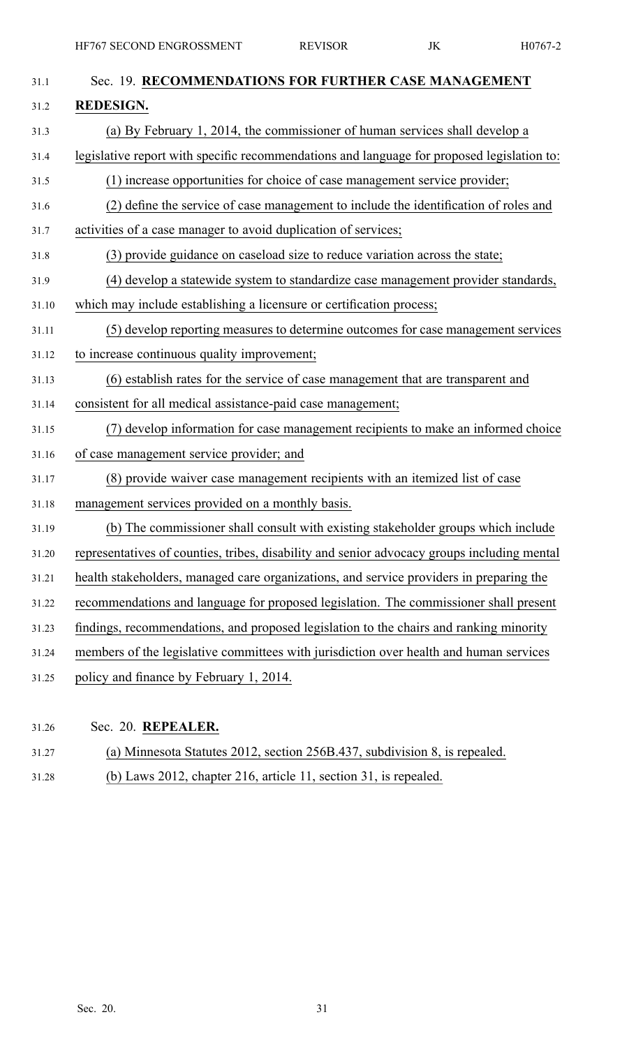Sec. 19. **RECOMMENDATIONS FOR FURTHER CASE MANAGEMENT REDESIGN.**

(a) By February 1, 2014, the commissioner of human services shall develop a legislative report with specific recommendations and language for proposed legislation to:

(1) increase opportunities for choice of case management service provider;

(2) define the service of case management to include the identification of roles and activities of a case manager to avoid duplication of services;

(3) provide guidance on caseload size to reduce variation across the state;

(4) develop a statewide system to standardize case management provider standards, which may include establishing a licensure or certification process;

(5) develop reporting measures to determine outcomes for case management services to increase continuous quality improvement;

(6) establish rates for the service of case management that are transparent and consistent for all medical assistance-paid case management;

(7) develop information for case management recipients to make an informed choice of case management service provider; and

(8) provide waiver case management recipients with an itemized list of case management services provided on a monthly basis.

(b) The commissioner shall consult with existing stakeholder groups which include representatives of counties, tribes, disability and senior advocacy groups including mental health stakeholders, managed care organizations, and service providers in preparing the recommendations and language for proposed legislation. The commissioner shall present findings, recommendations, and proposed legislation to the chairs and ranking minority members of the legislative committees with jurisdiction over health and human services policy and finance by February 1, 2014.

Sec. 20. **REPEALER.**

(a) Minnesota Statutes 2012, section 256B.437, subdivision 8, is repealed.

(b) Laws 2012, chapter 216, article 11, section 31, is repealed.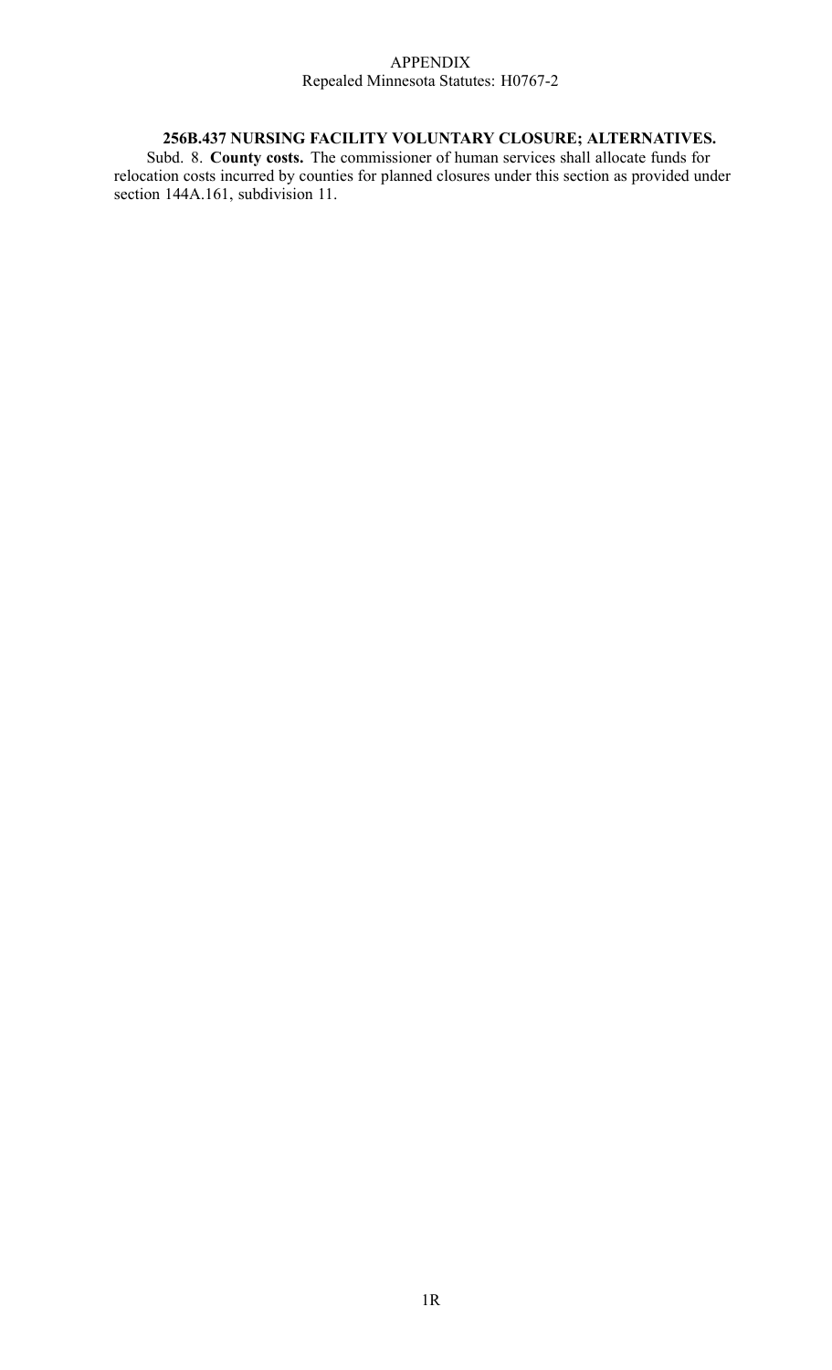APPENDIX
Repealed Minnesota Statutes: H0767-2

**256B.437 NURSING FACILITY VOLUNTARY CLOSURE; ALTERNATIVES.**

Subd. 8. **County costs.** The commissioner of human services shall allocate funds for relocation costs incurred by counties for planned closures under this section as provided under section 144A.161, subdivision 11.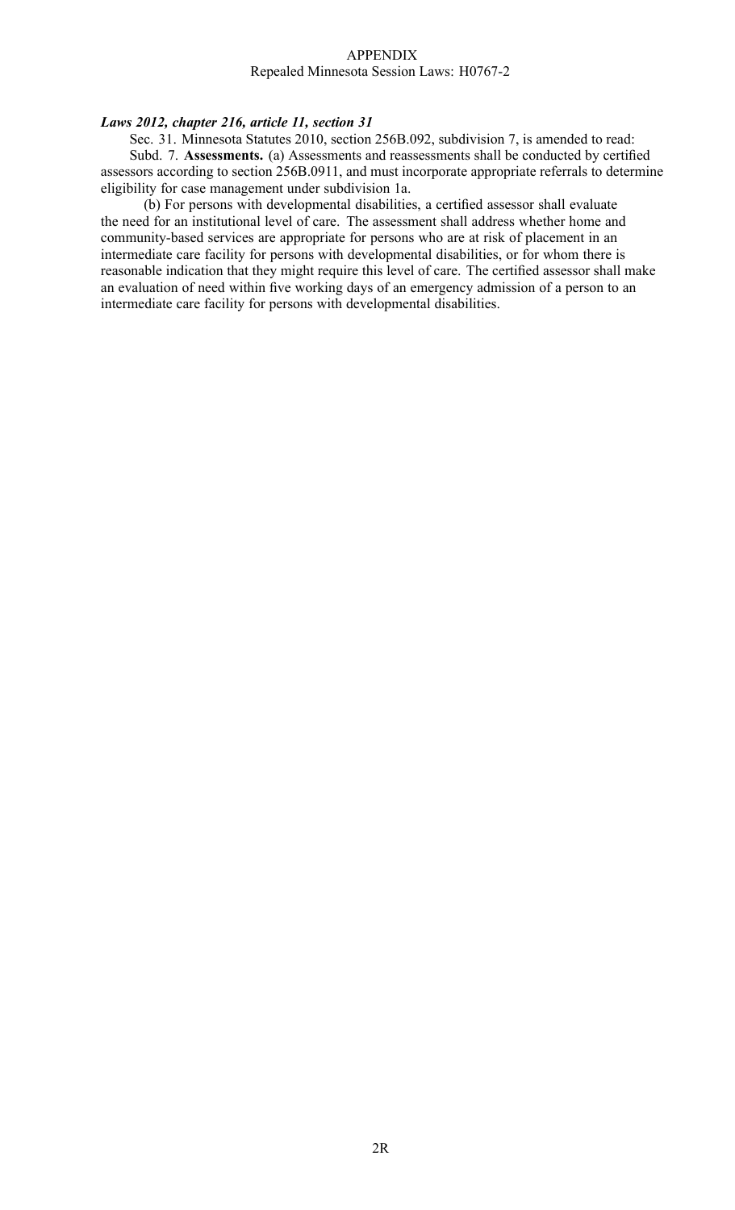APPENDIX
Repealed Minnesota Session Laws: H0767-2

***Laws 2012, chapter 216, article 11, section 31***

Sec. 31. Minnesota Statutes 2010, section 256B.092, subdivision 7, is amended to read:

Subd. 7. **Assessments.** (a) Assessments and reassessments shall be conducted by certified assessors according to section 256B.0911, and must incorporate appropriate referrals to determine eligibility for case management under subdivision 1a.

(b) For persons with developmental disabilities, a certified assessor shall evaluate the need for an institutional level of care. The assessment shall address whether home and community-based services are appropriate for persons who are at risk of placement in an intermediate care facility for persons with developmental disabilities, or for whom there is reasonable indication that they might require this level of care. The certified assessor shall make an evaluation of need within five working days of an emergency admission of a person to an intermediate care facility for persons with developmental disabilities.